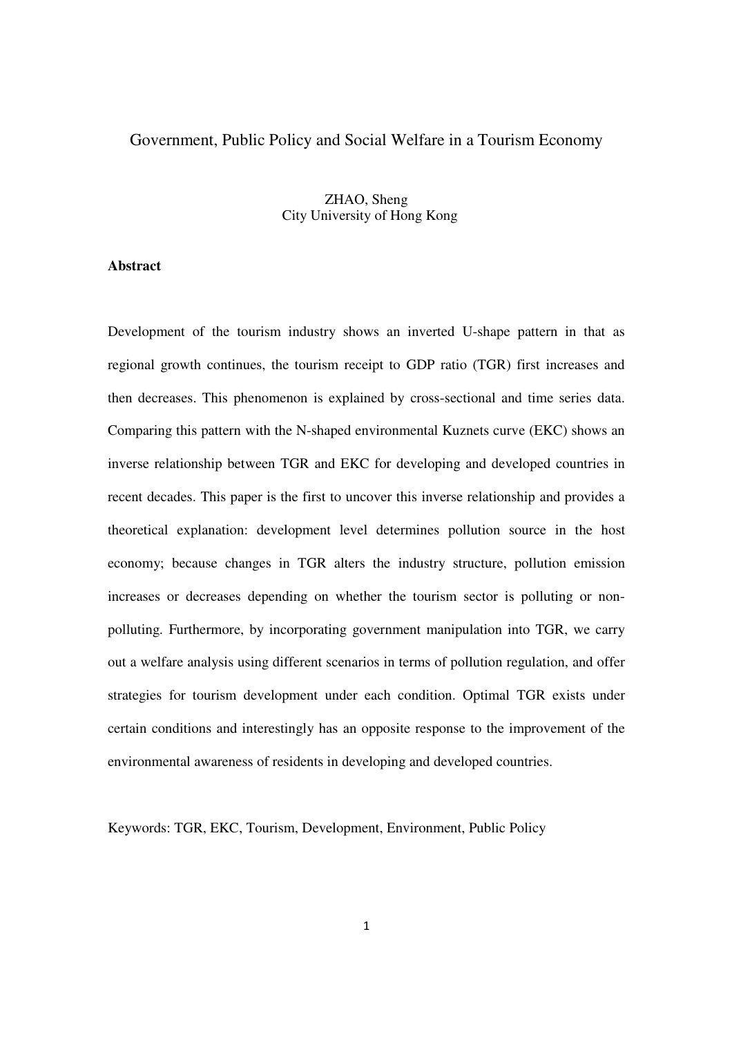# Government, Public Policy and Social Welfare in a Tourism Economy

ZHAO, Sheng
City University of Hong Kong

**Abstract**

Development of the tourism industry shows an inverted U-shape pattern in that as regional growth continues, the tourism receipt to GDP ratio (TGR) first increases and then decreases. This phenomenon is explained by cross-sectional and time series data. Comparing this pattern with the N-shaped environmental Kuznets curve (EKC) shows an inverse relationship between TGR and EKC for developing and developed countries in recent decades. This paper is the first to uncover this inverse relationship and provides a theoretical explanation: development level determines pollution source in the host economy; because changes in TGR alters the industry structure, pollution emission increases or decreases depending on whether the tourism sector is polluting or non-polluting. Furthermore, by incorporating government manipulation into TGR, we carry out a welfare analysis using different scenarios in terms of pollution regulation, and offer strategies for tourism development under each condition. Optimal TGR exists under certain conditions and interestingly has an opposite response to the improvement of the environmental awareness of residents in developing and developed countries.

Keywords: TGR, EKC, Tourism, Development, Environment, Public Policy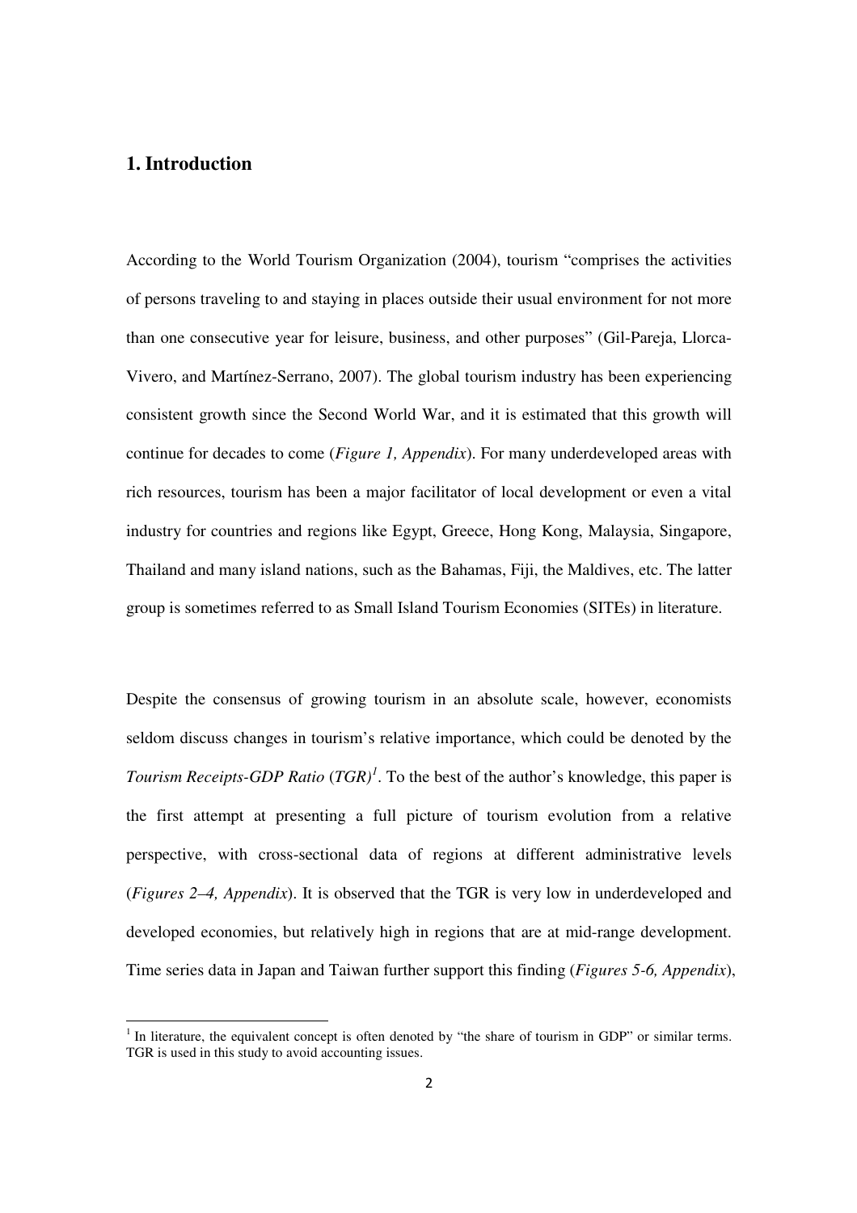## 1. Introduction

According to the World Tourism Organization (2004), tourism "comprises the activities of persons traveling to and staying in places outside their usual environment for not more than one consecutive year for leisure, business, and other purposes" (Gil-Pareja, Llorca-Vivero, and Martínez-Serrano, 2007). The global tourism industry has been experiencing consistent growth since the Second World War, and it is estimated that this growth will continue for decades to come (*Figure 1, Appendix*). For many underdeveloped areas with rich resources, tourism has been a major facilitator of local development or even a vital industry for countries and regions like Egypt, Greece, Hong Kong, Malaysia, Singapore, Thailand and many island nations, such as the Bahamas, Fiji, the Maldives, etc. The latter group is sometimes referred to as Small Island Tourism Economies (SITEs) in literature.

Despite the consensus of growing tourism in an absolute scale, however, economists seldom discuss changes in tourism's relative importance, which could be denoted by the *Tourism Receipts-GDP Ratio* (*TGR*)[1]. To the best of the author's knowledge, this paper is the first attempt at presenting a full picture of tourism evolution from a relative perspective, with cross-sectional data of regions at different administrative levels (*Figures 2–4, Appendix*). It is observed that the TGR is very low in underdeveloped and developed economies, but relatively high in regions that are at mid-range development. Time series data in Japan and Taiwan further support this finding (*Figures 5-6, Appendix*),

[1] In literature, the equivalent concept is often denoted by "the share of tourism in GDP" or similar terms. TGR is used in this study to avoid accounting issues.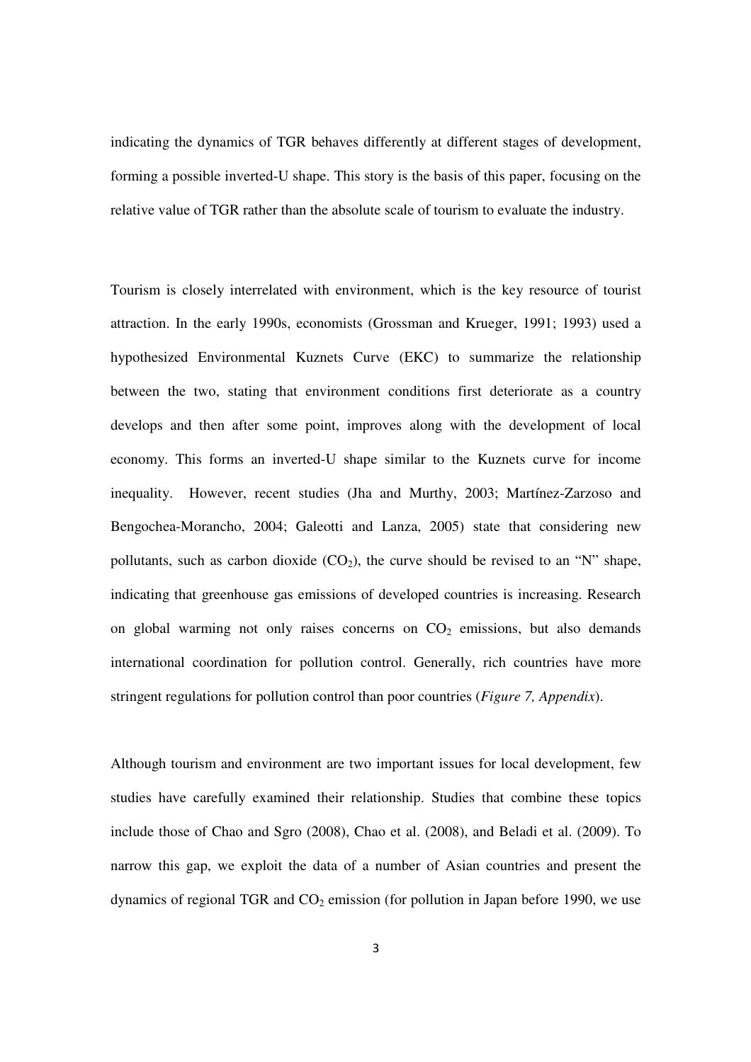indicating the dynamics of TGR behaves differently at different stages of development, forming a possible inverted-U shape. This story is the basis of this paper, focusing on the relative value of TGR rather than the absolute scale of tourism to evaluate the industry.

Tourism is closely interrelated with environment, which is the key resource of tourist attraction. In the early 1990s, economists (Grossman and Krueger, 1991; 1993) used a hypothesized Environmental Kuznets Curve (EKC) to summarize the relationship between the two, stating that environment conditions first deteriorate as a country develops and then after some point, improves along with the development of local economy. This forms an inverted-U shape similar to the Kuznets curve for income inequality. However, recent studies (Jha and Murthy, 2003; Martínez-Zarzoso and Bengochea-Morancho, 2004; Galeotti and Lanza, 2005) state that considering new pollutants, such as carbon dioxide ($CO_2$), the curve should be revised to an "N" shape, indicating that greenhouse gas emissions of developed countries is increasing. Research on global warming not only raises concerns on $CO_2$ emissions, but also demands international coordination for pollution control. Generally, rich countries have more stringent regulations for pollution control than poor countries (*Figure 7, Appendix*).

Although tourism and environment are two important issues for local development, few studies have carefully examined their relationship. Studies that combine these topics include those of Chao and Sgro (2008), Chao et al. (2008), and Beladi et al. (2009). To narrow this gap, we exploit the data of a number of Asian countries and present the dynamics of regional TGR and $CO_2$ emission (for pollution in Japan before 1990, we use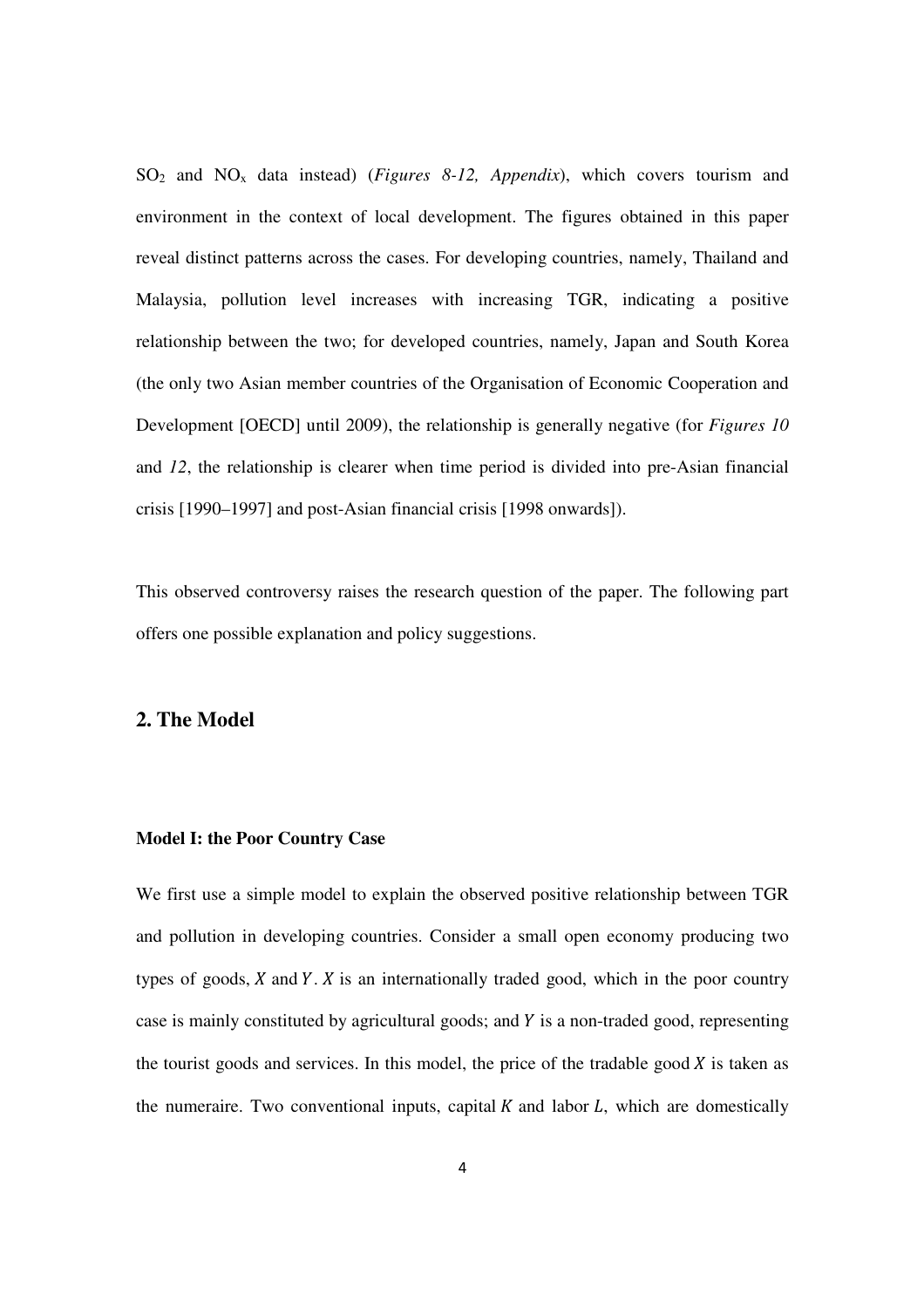$SO_2$ and $NO_x$ data instead) (*Figures 8-12, Appendix*), which covers tourism and environment in the context of local development. The figures obtained in this paper reveal distinct patterns across the cases. For developing countries, namely, Thailand and Malaysia, pollution level increases with increasing TGR, indicating a positive relationship between the two; for developed countries, namely, Japan and South Korea (the only two Asian member countries of the Organisation of Economic Cooperation and Development [OECD] until 2009), the relationship is generally negative (for *Figures 10* and *12*, the relationship is clearer when time period is divided into pre-Asian financial crisis [1990–1997] and post-Asian financial crisis [1998 onwards]).

This observed controversy raises the research question of the paper. The following part offers one possible explanation and policy suggestions.

## 2. The Model

### Model I: the Poor Country Case

We first use a simple model to explain the observed positive relationship between TGR and pollution in developing countries. Consider a small open economy producing two types of goods, $X$ and $Y$. $X$ is an internationally traded good, which in the poor country case is mainly constituted by agricultural goods; and $Y$ is a non-traded good, representing the tourist goods and services. In this model, the price of the tradable good $X$ is taken as the numeraire. Two conventional inputs, capital $K$ and labor $L$, which are domestically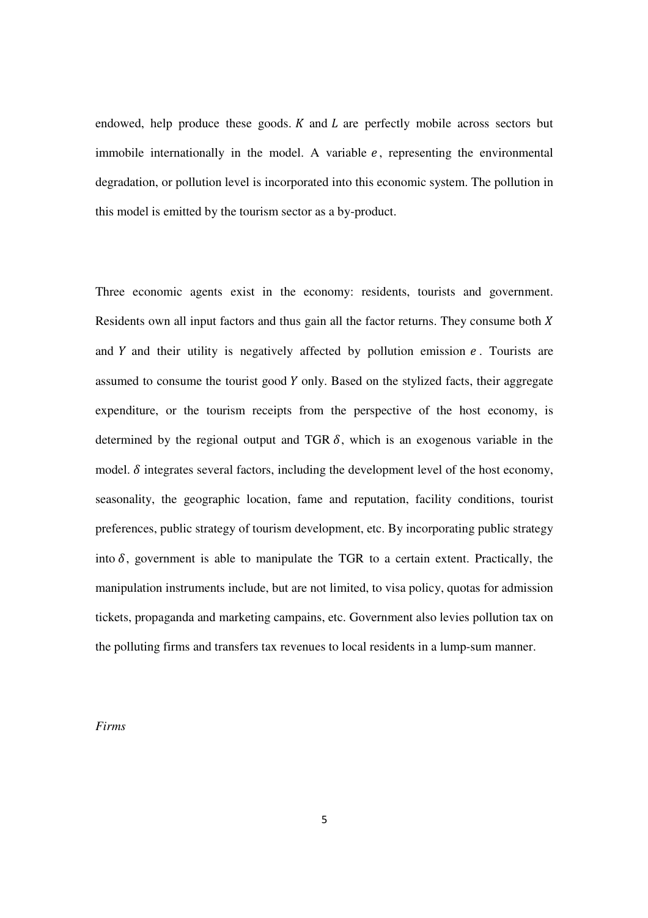endowed, help produce these goods. $K$ and $L$ are perfectly mobile across sectors but immobile internationally in the model. A variable $e$, representing the environmental degradation, or pollution level is incorporated into this economic system. The pollution in this model is emitted by the tourism sector as a by-product.

Three economic agents exist in the economy: residents, tourists and government. Residents own all input factors and thus gain all the factor returns. They consume both $X$ and $Y$ and their utility is negatively affected by pollution emission $e$. Tourists are assumed to consume the tourist good $Y$ only. Based on the stylized facts, their aggregate expenditure, or the tourism receipts from the perspective of the host economy, is determined by the regional output and TGR $\delta$, which is an exogenous variable in the model. $\delta$ integrates several factors, including the development level of the host economy, seasonality, the geographic location, fame and reputation, facility conditions, tourist preferences, public strategy of tourism development, etc. By incorporating public strategy into $\delta$, government is able to manipulate the TGR to a certain extent. Practically, the manipulation instruments include, but are not limited, to visa policy, quotas for admission tickets, propaganda and marketing campains, etc. Government also levies pollution tax on the polluting firms and transfers tax revenues to local residents in a lump-sum manner.

*Firms*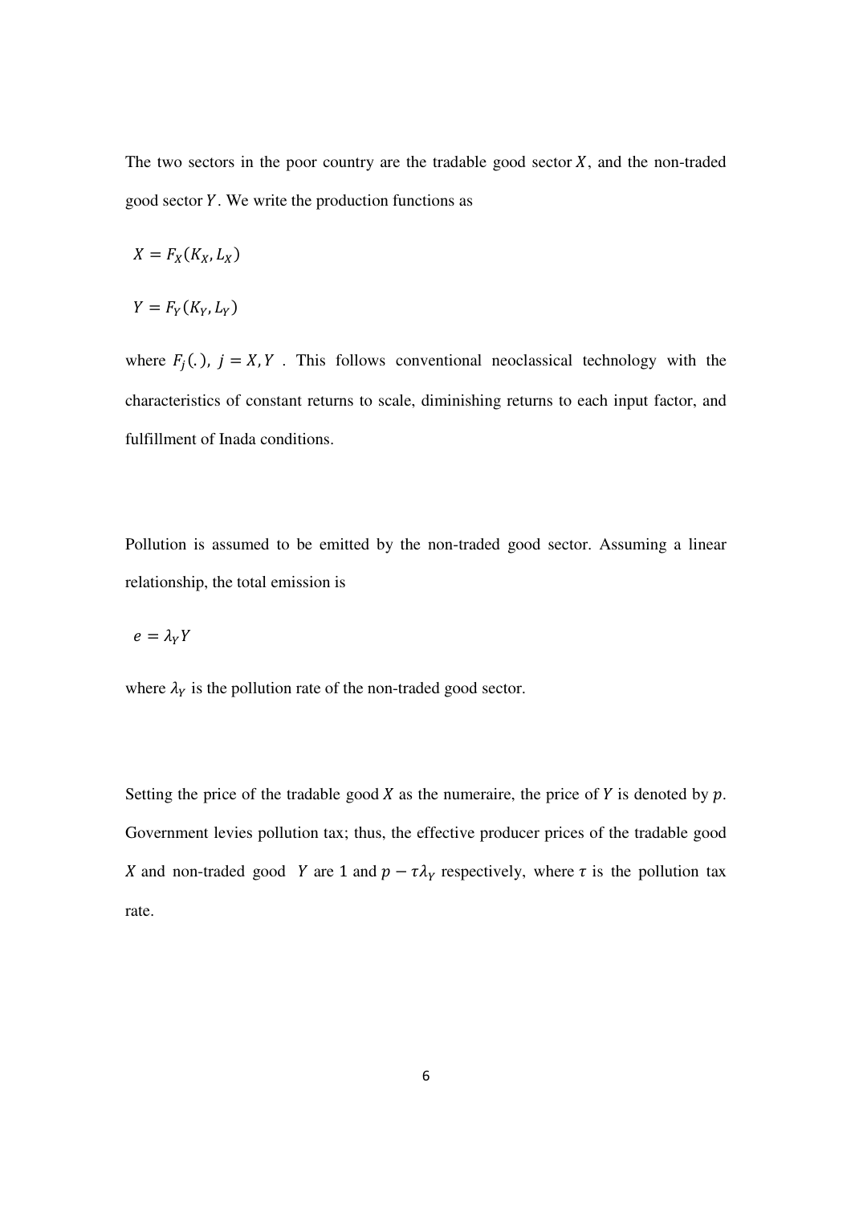The two sectors in the poor country are the tradable good sector $X$, and the non-traded good sector $Y$. We write the production functions as

$$X = F_X(K_X, L_X)$$

$$Y = F_Y(K_Y, L_Y)$$

where $F_j(.)$, $j = X, Y$. This follows conventional neoclassical technology with the characteristics of constant returns to scale, diminishing returns to each input factor, and fulfillment of Inada conditions.

Pollution is assumed to be emitted by the non-traded good sector. Assuming a linear relationship, the total emission is

$$e = \lambda_Y Y$$

where $\lambda_Y$ is the pollution rate of the non-traded good sector.

Setting the price of the tradable good $X$ as the numeraire, the price of $Y$ is denoted by $p$. Government levies pollution tax; thus, the effective producer prices of the tradable good $X$ and non-traded good $Y$ are 1 and $p - \tau\lambda_Y$ respectively, where $\tau$ is the pollution tax rate.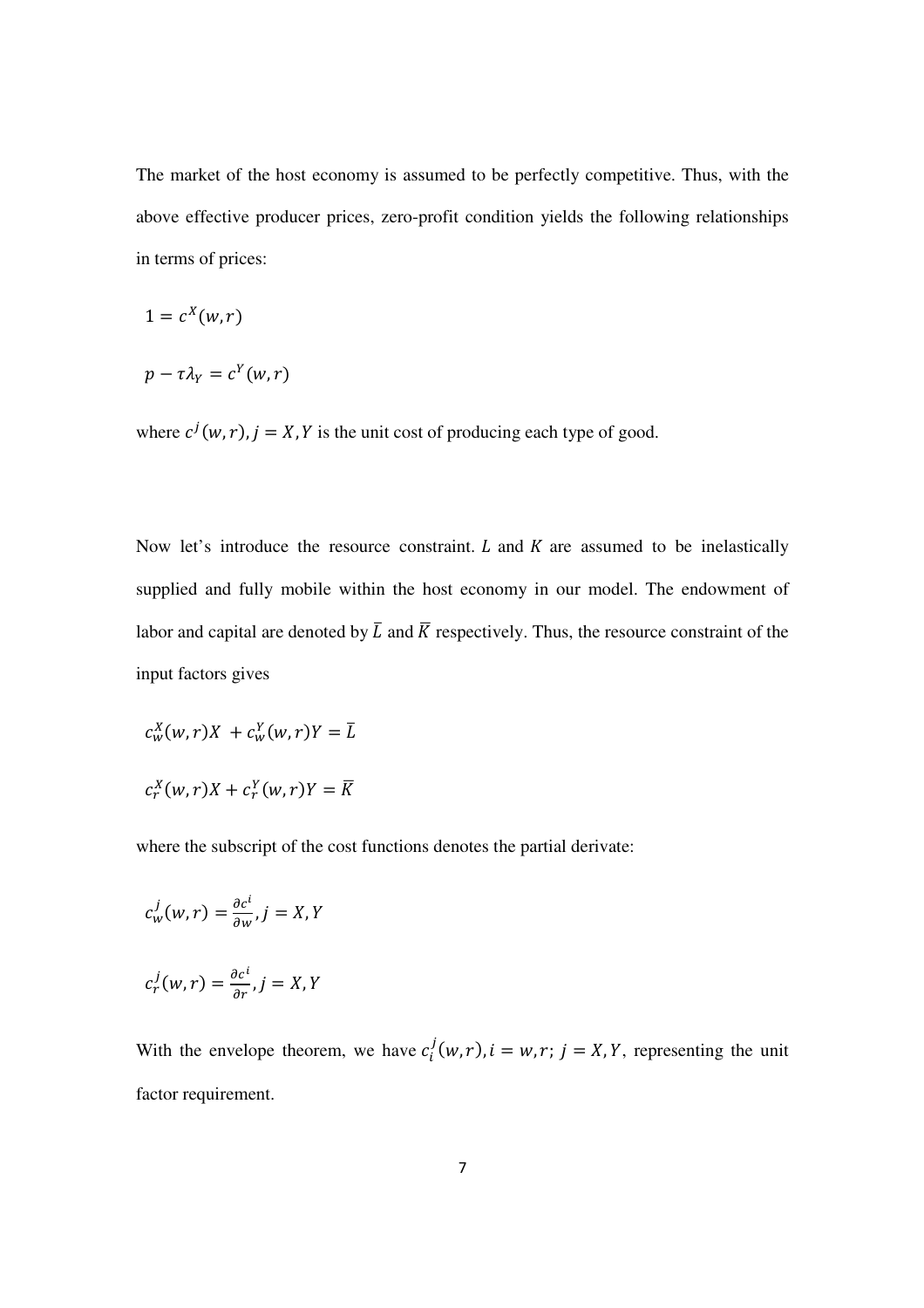The market of the host economy is assumed to be perfectly competitive. Thus, with the above effective producer prices, zero-profit condition yields the following relationships in terms of prices:

$$1 = c^X(w,r)$$

$$p - \tau\lambda_Y = c^Y(w,r)$$

where $c^j(w,r), j = X, Y$ is the unit cost of producing each type of good.

Now let's introduce the resource constraint. $L$ and $K$ are assumed to be inelastically supplied and fully mobile within the host economy in our model. The endowment of labor and capital are denoted by $\bar{L}$ and $\bar{K}$ respectively. Thus, the resource constraint of the input factors gives

$$c_w^X(w,r)X + c_w^Y(w,r)Y = \bar{L}$$

$$c_r^X(w,r)X + c_r^Y(w,r)Y = \bar{K}$$

where the subscript of the cost functions denotes the partial derivate:

$$c_w^j(w,r) = \frac{\partial c^i}{\partial w}, j = X, Y$$

$$c_r^j(w,r) = \frac{\partial c^i}{\partial r}, j = X, Y$$

With the envelope theorem, we have $c_i^j(w,r), i = w, r;\ j = X, Y$, representing the unit factor requirement.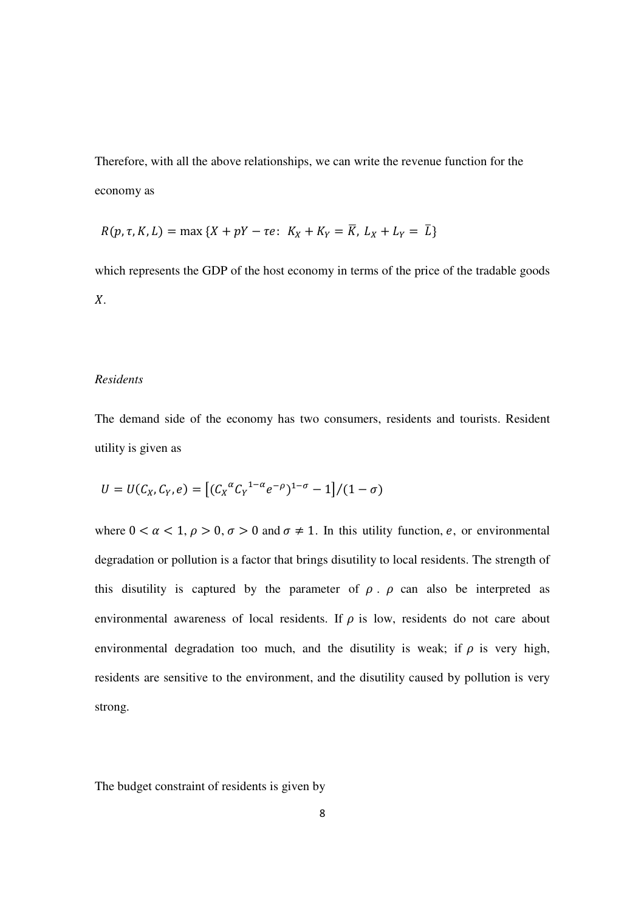Therefore, with all the above relationships, we can write the revenue function for the economy as

$$R(p, \tau, K, L) = \max \{X + pY - \tau e: \ K_X + K_Y = \bar{K}, \ L_X + L_Y = \bar{L}\}$$

which represents the GDP of the host economy in terms of the price of the tradable goods $X$.

*Residents*

The demand side of the economy has two consumers, residents and tourists. Resident utility is given as

$$U = U(C_X, C_Y, e) = \left[ ({C_X}^{\alpha} {C_Y}^{1-\alpha} e^{-\rho})^{1-\sigma} - 1 \right] / (1 - \sigma)$$

where $0 < \alpha < 1$, $\rho > 0$, $\sigma > 0$ and $\sigma \neq 1$. In this utility function, $e$, or environmental degradation or pollution is a factor that brings disutility to local residents. The strength of this disutility is captured by the parameter of $\rho$. $\rho$ can also be interpreted as environmental awareness of local residents. If $\rho$ is low, residents do not care about environmental degradation too much, and the disutility is weak; if $\rho$ is very high, residents are sensitive to the environment, and the disutility caused by pollution is very strong.

The budget constraint of residents is given by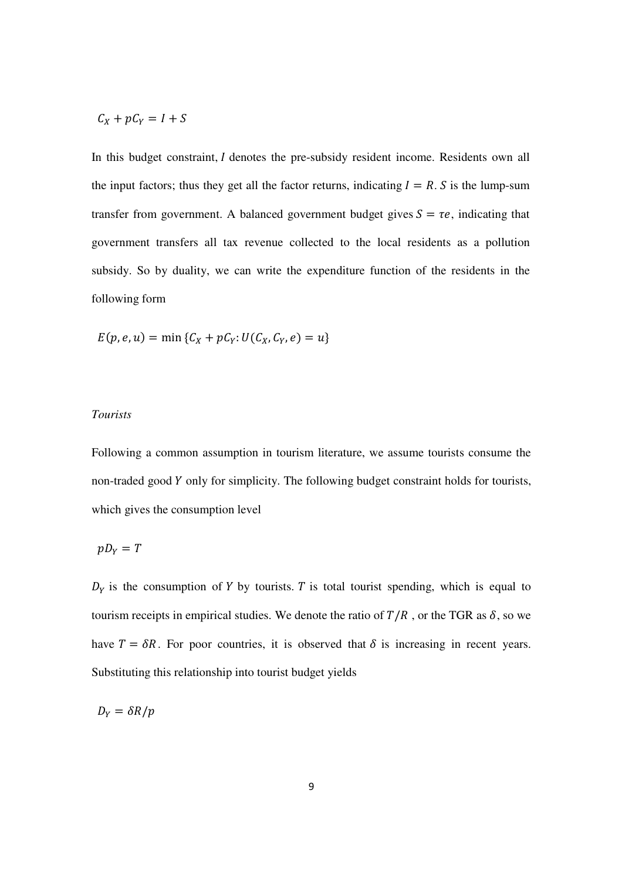$$C_X + pC_Y = I + S$$

In this budget constraint, $I$ denotes the pre-subsidy resident income. Residents own all the input factors; thus they get all the factor returns, indicating $I = R$. $S$ is the lump-sum transfer from government. A balanced government budget gives $S = \tau e$, indicating that government transfers all tax revenue collected to the local residents as a pollution subsidy. So by duality, we can write the expenditure function of the residents in the following form

$$E(p, e, u) = \min \{C_X + pC_Y : U(C_X, C_Y, e) = u\}$$

*Tourists*

Following a common assumption in tourism literature, we assume tourists consume the non-traded good $Y$ only for simplicity. The following budget constraint holds for tourists, which gives the consumption level

$$pD_Y = T$$

$D_Y$ is the consumption of $Y$ by tourists. $T$ is total tourist spending, which is equal to tourism receipts in empirical studies. We denote the ratio of $T/R$ , or the TGR as $\delta$, so we have $T = \delta R$. For poor countries, it is observed that $\delta$ is increasing in recent years. Substituting this relationship into tourist budget yields

$$D_Y = \delta R/p$$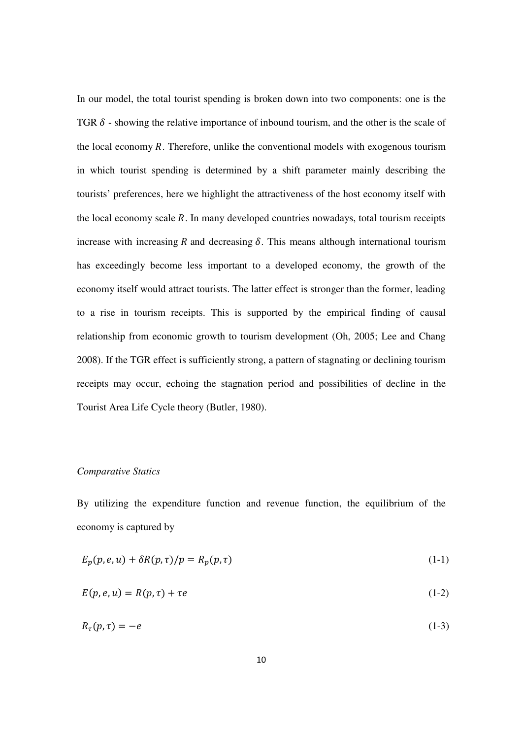In our model, the total tourist spending is broken down into two components: one is the TGR $\delta$ - showing the relative importance of inbound tourism, and the other is the scale of the local economy $R$. Therefore, unlike the conventional models with exogenous tourism in which tourist spending is determined by a shift parameter mainly describing the tourists' preferences, here we highlight the attractiveness of the host economy itself with the local economy scale $R$. In many developed countries nowadays, total tourism receipts increase with increasing $R$ and decreasing $\delta$. This means although international tourism has exceedingly become less important to a developed economy, the growth of the economy itself would attract tourists. The latter effect is stronger than the former, leading to a rise in tourism receipts. This is supported by the empirical finding of causal relationship from economic growth to tourism development (Oh, 2005; Lee and Chang 2008). If the TGR effect is sufficiently strong, a pattern of stagnating or declining tourism receipts may occur, echoing the stagnation period and possibilities of decline in the Tourist Area Life Cycle theory (Butler, 1980).

*Comparative Statics*

By utilizing the expenditure function and revenue function, the equilibrium of the economy is captured by

$$E_p(p, e, u) + \delta R(p, \tau)/p = R_p(p, \tau) \tag{1-1}$$

$$E(p, e, u) = R(p, \tau) + \tau e \tag{1-2}$$

$$R_\tau(p, \tau) = -e \tag{1-3}$$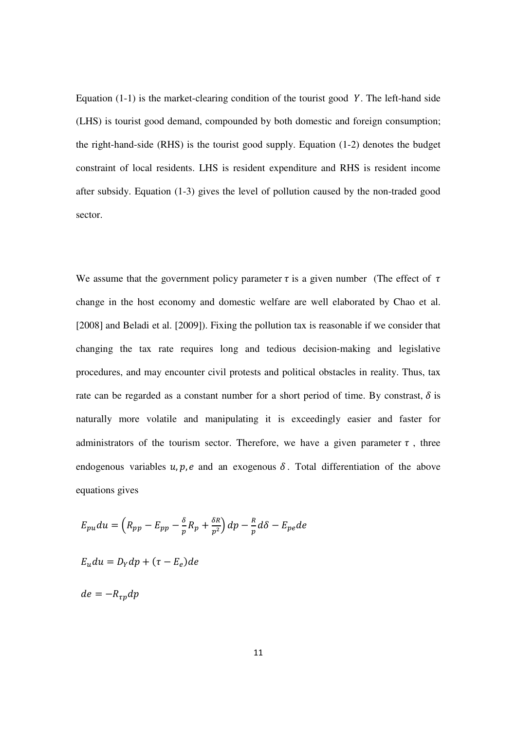Equation (1-1) is the market-clearing condition of the tourist good $Y$. The left-hand side (LHS) is tourist good demand, compounded by both domestic and foreign consumption; the right-hand-side (RHS) is the tourist good supply. Equation (1-2) denotes the budget constraint of local residents. LHS is resident expenditure and RHS is resident income after subsidy. Equation (1-3) gives the level of pollution caused by the non-traded good sector.

We assume that the government policy parameter $\tau$ is a given number (The effect of $\tau$ change in the host economy and domestic welfare are well elaborated by Chao et al. [2008] and Beladi et al. [2009]). Fixing the pollution tax is reasonable if we consider that changing the tax rate requires long and tedious decision-making and legislative procedures, and may encounter civil protests and political obstacles in reality. Thus, tax rate can be regarded as a constant number for a short period of time. By constrast, $\delta$ is naturally more volatile and manipulating it is exceedingly easier and faster for administrators of the tourism sector. Therefore, we have a given parameter $\tau$, three endogenous variables $u, p, e$ and an exogenous $\delta$. Total differentiation of the above equations gives

$$E_{pu}du = \left(R_{pp} - E_{pp} - \frac{\delta}{p}R_p + \frac{\delta R}{p^2}\right)dp - \frac{R}{p}d\delta - E_{pe}de$$

$$E_u du = D_Y dp + (\tau - E_e)de$$

$$de = -R_{\tau p}dp$$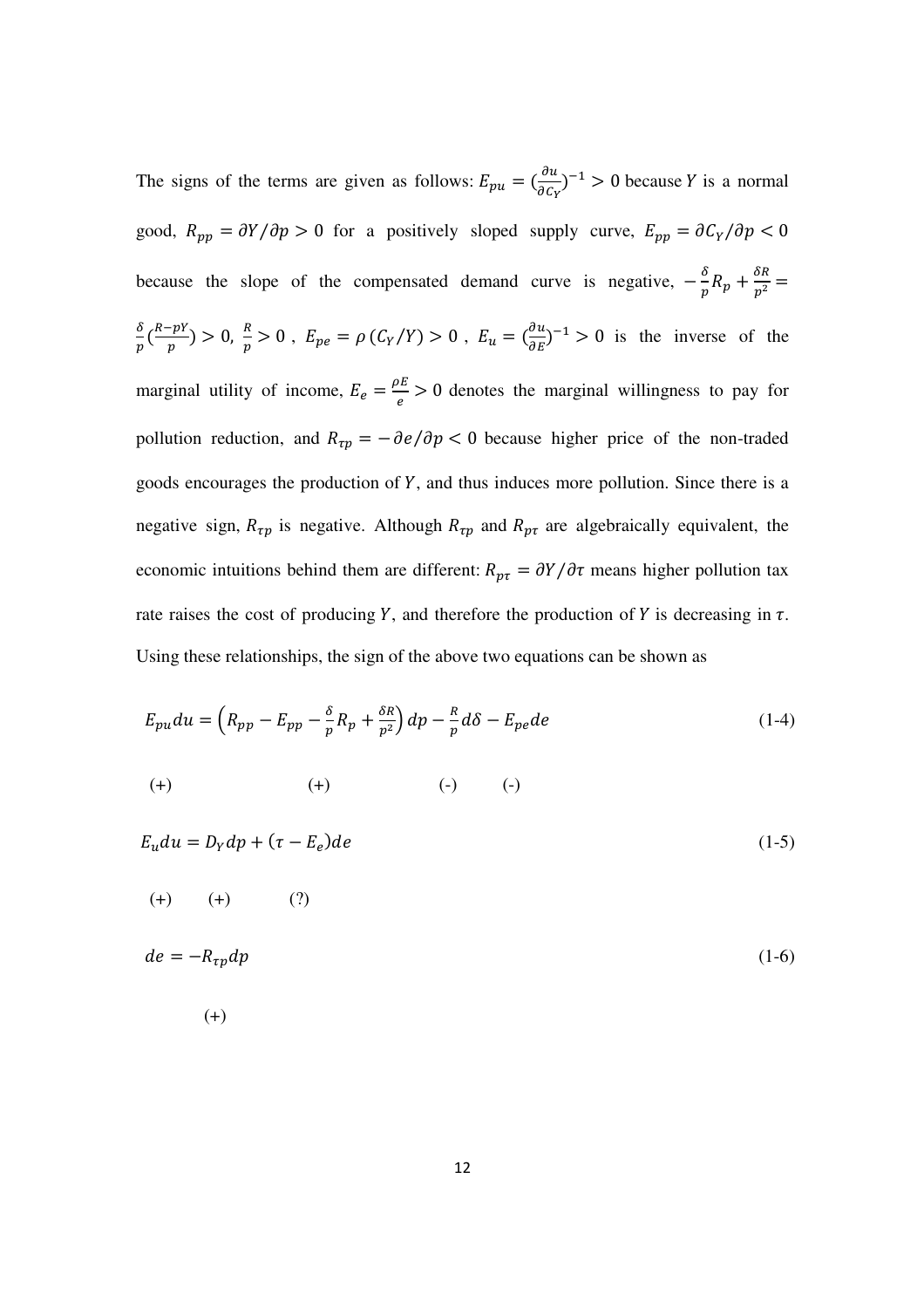The signs of the terms are given as follows: $E_{pu} = (\frac{\partial u}{\partial C_Y})^{-1} > 0$ because $Y$ is a normal good, $R_{pp} = \partial Y / \partial p > 0$ for a positively sloped supply curve, $E_{pp} = \partial C_Y / \partial p < 0$ because the slope of the compensated demand curve is negative, $-\frac{\delta}{p} R_p + \frac{\delta R}{p^2} = \frac{\delta}{p}(\frac{R - pY}{p}) > 0$, $\frac{R}{p} > 0$ , $E_{pe} = \rho\,(C_Y/Y) > 0$ , $E_u = (\frac{\partial u}{\partial E})^{-1} > 0$ is the inverse of the marginal utility of income, $E_e = \frac{\rho E}{e} > 0$ denotes the marginal willingness to pay for pollution reduction, and $R_{\tau p} = -\partial e / \partial p < 0$ because higher price of the non-traded goods encourages the production of $Y$, and thus induces more pollution. Since there is a negative sign, $R_{\tau p}$ is negative. Although $R_{\tau p}$ and $R_{p\tau}$ are algebraically equivalent, the economic intuitions behind them are different: $R_{p\tau} = \partial Y / \partial \tau$ means higher pollution tax rate raises the cost of producing $Y$, and therefore the production of $Y$ is decreasing in $\tau$. Using these relationships, the sign of the above two equations can be shown as

$$E_{pu} du = \left(R_{pp} - E_{pp} - \frac{\delta}{p} R_p + \frac{\delta R}{p^2}\right) dp - \frac{R}{p} d\delta - E_{pe} de \tag{1-4}$$

(+) (+) (-) (-)

$$E_u du = D_Y dp + (\tau - E_e) de \tag{1-5}$$

(+) (+) (?)

$$de = -R_{\tau p} dp \tag{1-6}$$

(+)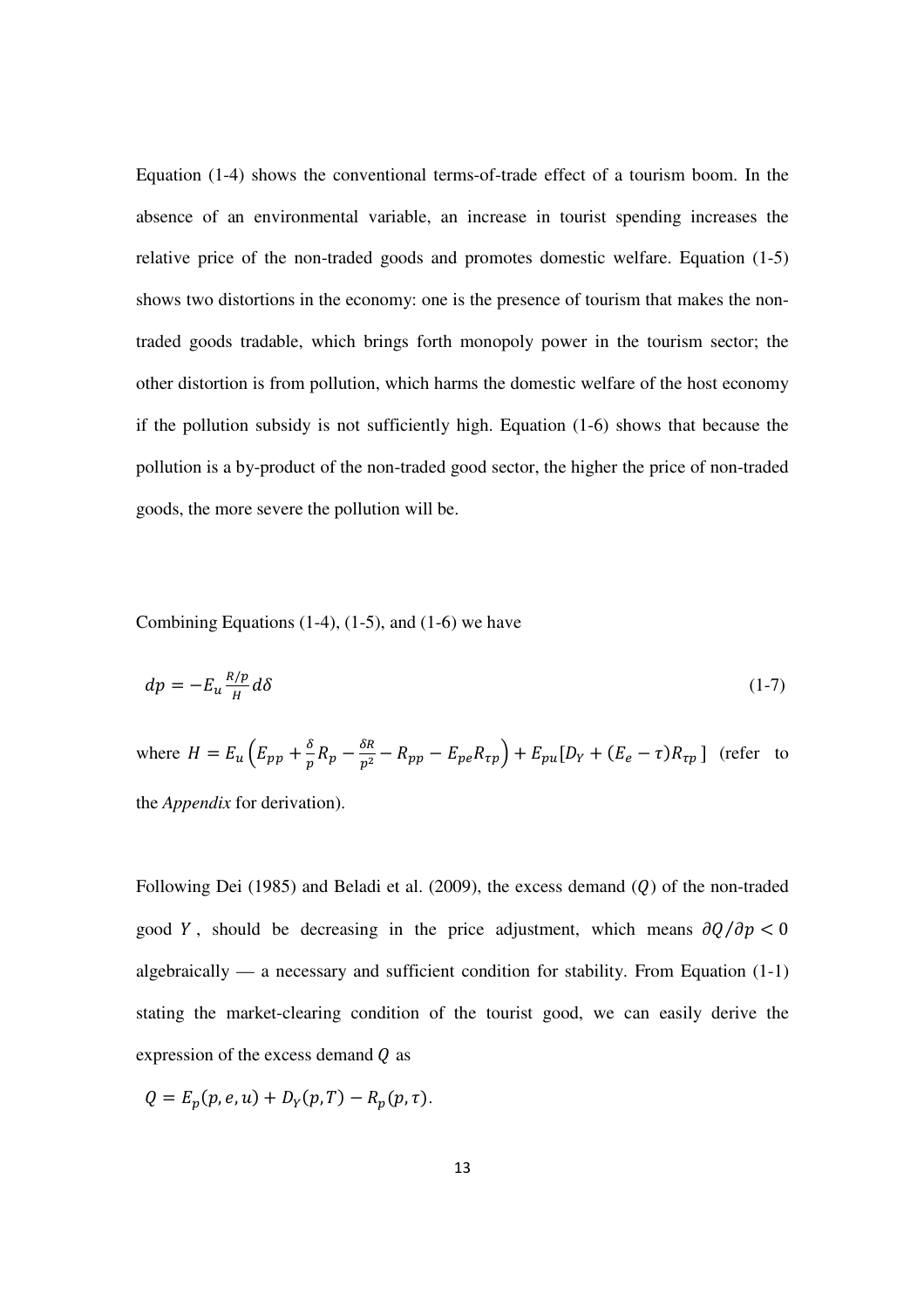Equation (1-4) shows the conventional terms-of-trade effect of a tourism boom. In the absence of an environmental variable, an increase in tourist spending increases the relative price of the non-traded goods and promotes domestic welfare. Equation (1-5) shows two distortions in the economy: one is the presence of tourism that makes the non-traded goods tradable, which brings forth monopoly power in the tourism sector; the other distortion is from pollution, which harms the domestic welfare of the host economy if the pollution subsidy is not sufficiently high. Equation (1-6) shows that because the pollution is a by-product of the non-traded good sector, the higher the price of non-traded goods, the more severe the pollution will be.

Combining Equations (1-4), (1-5), and (1-6) we have

$$dp = -E_u \frac{R/p}{H} d\delta \tag{1-7}$$

where $H = E_u\left(E_{pp} + \frac{\delta}{p}R_p - \frac{\delta R}{p^2} - R_{pp} - E_{pe}R_{\tau p}\right) + E_{pu}[D_Y + (E_e - \tau)R_{\tau p}]$ (refer to the *Appendix* for derivation).

Following Dei (1985) and Beladi et al. (2009), the excess demand ($Q$) of the non-traded good $Y$, should be decreasing in the price adjustment, which means $\partial Q/\partial p < 0$ algebraically — a necessary and sufficient condition for stability. From Equation (1-1) stating the market-clearing condition of the tourist good, we can easily derive the expression of the excess demand $Q$ as

$$Q = E_p(p, e, u) + D_Y(p, T) - R_p(p, \tau).$$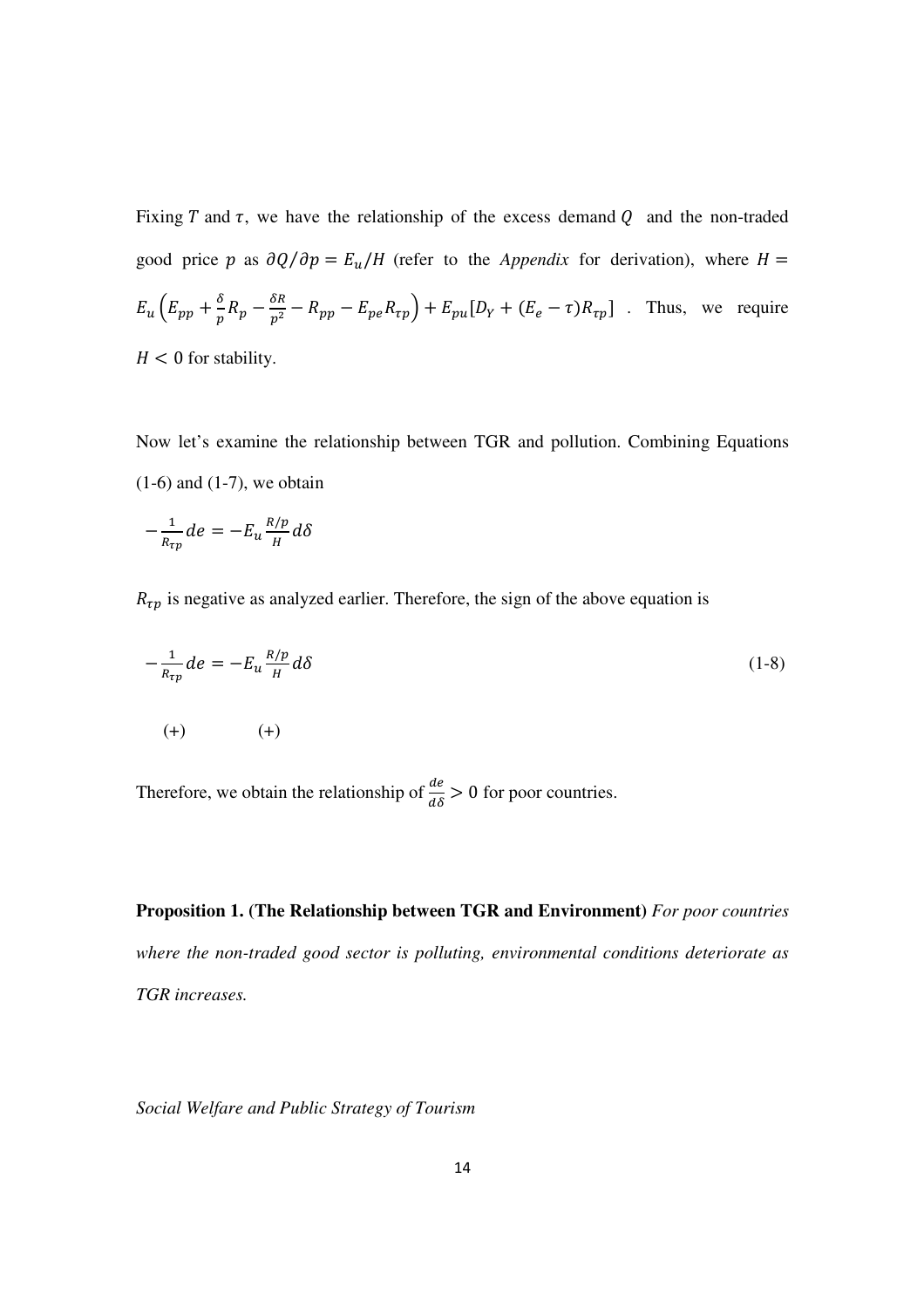Fixing $T$ and $\tau$, we have the relationship of the excess demand $Q$ and the non-traded good price $p$ as $\partial Q/\partial p = E_u/H$ (refer to the *Appendix* for derivation), where $H = E_u\left(E_{pp} + \frac{\delta}{p}R_p - \frac{\delta R}{p^2} - R_{pp} - E_{pe}R_{\tau p}\right) + E_{pu}[D_Y + (E_e - \tau)R_{\tau p}]$. Thus, we require $H < 0$ for stability.

Now let's examine the relationship between TGR and pollution. Combining Equations (1-6) and (1-7), we obtain

$$-\frac{1}{R_{\tau p}}de = -E_u\frac{R/p}{H}d\delta$$

$R_{\tau p}$ is negative as analyzed earlier. Therefore, the sign of the above equation is

$$\underset{(+)}{-\frac{1}{R_{\tau p}}}de = \underset{(+)}{-E_u\frac{R/p}{H}}d\delta \tag{1-8}$$

Therefore, we obtain the relationship of $\frac{de}{d\delta} > 0$ for poor countries.

**Proposition 1. (The Relationship between TGR and Environment)** *For poor countries where the non-traded good sector is polluting, environmental conditions deteriorate as TGR increases.*

*Social Welfare and Public Strategy of Tourism*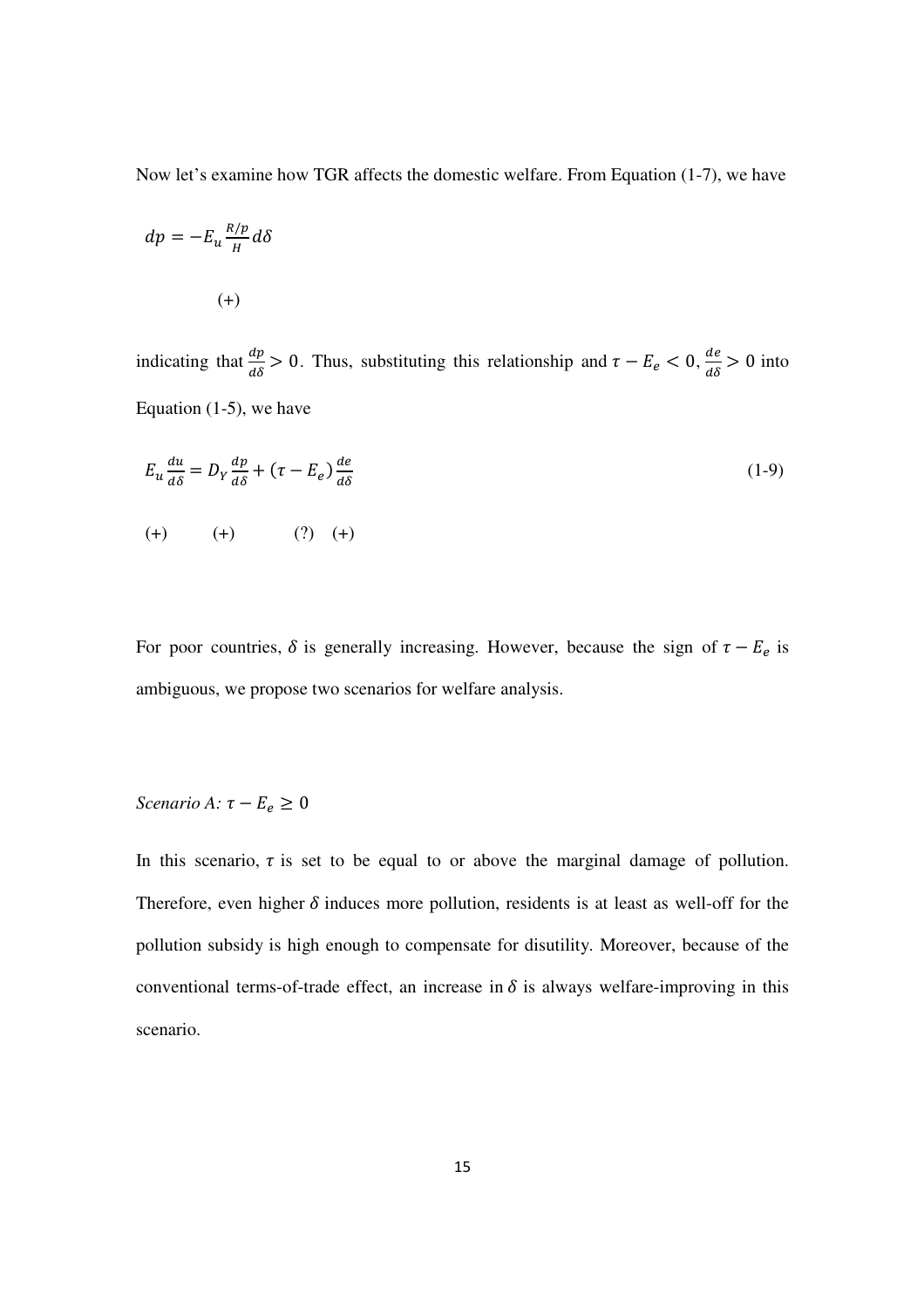Now let's examine how TGR affects the domestic welfare. From Equation (1-7), we have

$$dp = -E_u \frac{R/p}{H} d\delta$$

$$(+)$$

indicating that $\frac{dp}{d\delta} > 0$. Thus, substituting this relationship and $\tau - E_e < 0, \frac{de}{d\delta} > 0$ into Equation (1-5), we have

$$E_u \frac{du}{d\delta} = D_Y \frac{dp}{d\delta} + (\tau - E_e) \frac{de}{d\delta} \tag{1-9}$$

$$(+) \qquad (+) \qquad (?) \quad (+)$$

For poor countries, $\delta$ is generally increasing. However, because the sign of $\tau - E_e$ is ambiguous, we propose two scenarios for welfare analysis.

*Scenario A:* $\tau - E_e \geq 0$

In this scenario, $\tau$ is set to be equal to or above the marginal damage of pollution. Therefore, even higher $\delta$ induces more pollution, residents is at least as well-off for the pollution subsidy is high enough to compensate for disutility. Moreover, because of the conventional terms-of-trade effect, an increase in $\delta$ is always welfare-improving in this scenario.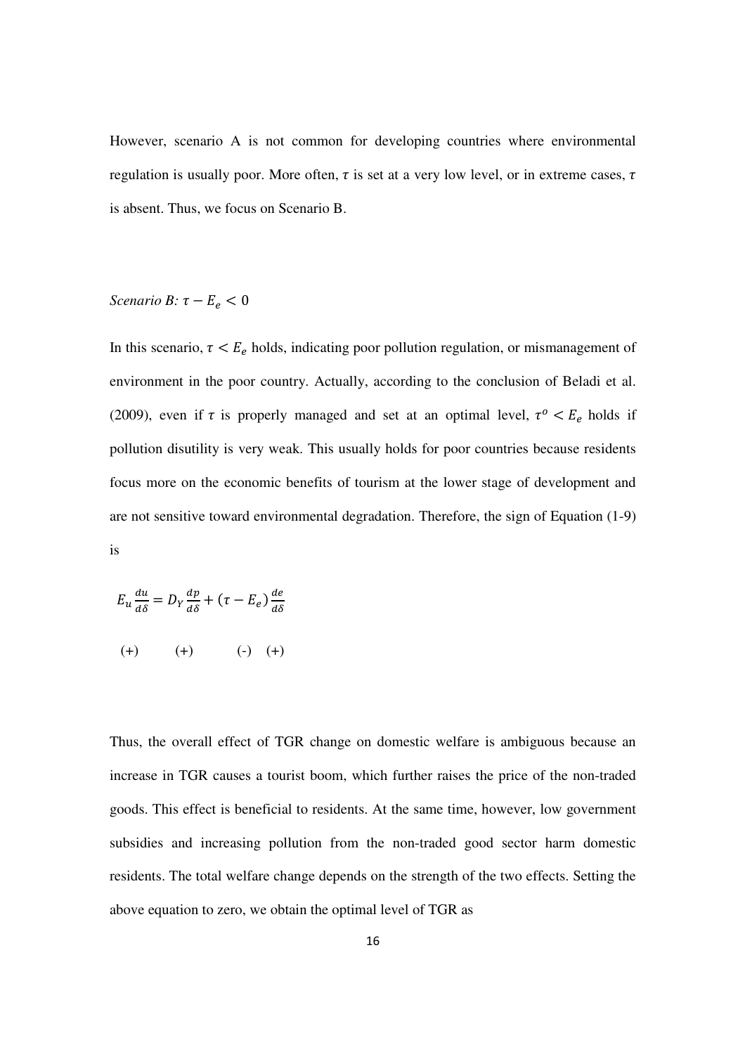However, scenario A is not common for developing countries where environmental regulation is usually poor. More often, $\tau$ is set at a very low level, or in extreme cases, $\tau$ is absent. Thus, we focus on Scenario B.

*Scenario B:* $\tau - E_e < 0$

In this scenario, $\tau < E_e$ holds, indicating poor pollution regulation, or mismanagement of environment in the poor country. Actually, according to the conclusion of Beladi et al. (2009), even if $\tau$ is properly managed and set at an optimal level, $\tau^o < E_e$ holds if pollution disutility is very weak. This usually holds for poor countries because residents focus more on the economic benefits of tourism at the lower stage of development and are not sensitive toward environmental degradation. Therefore, the sign of Equation (1-9) is

$$E_u \frac{du}{d\delta} = D_Y \frac{dp}{d\delta} + (\tau - E_e) \frac{de}{d\delta}$$

$$\underset{(+)}{\phantom{E_u}} \qquad \underset{(+)}{\phantom{D_Y}} \qquad \underset{(-)}{\phantom{\tau}} \quad \underset{(+)}{\phantom{e}}$$

Thus, the overall effect of TGR change on domestic welfare is ambiguous because an increase in TGR causes a tourist boom, which further raises the price of the non-traded goods. This effect is beneficial to residents. At the same time, however, low government subsidies and increasing pollution from the non-traded good sector harm domestic residents. The total welfare change depends on the strength of the two effects. Setting the above equation to zero, we obtain the optimal level of TGR as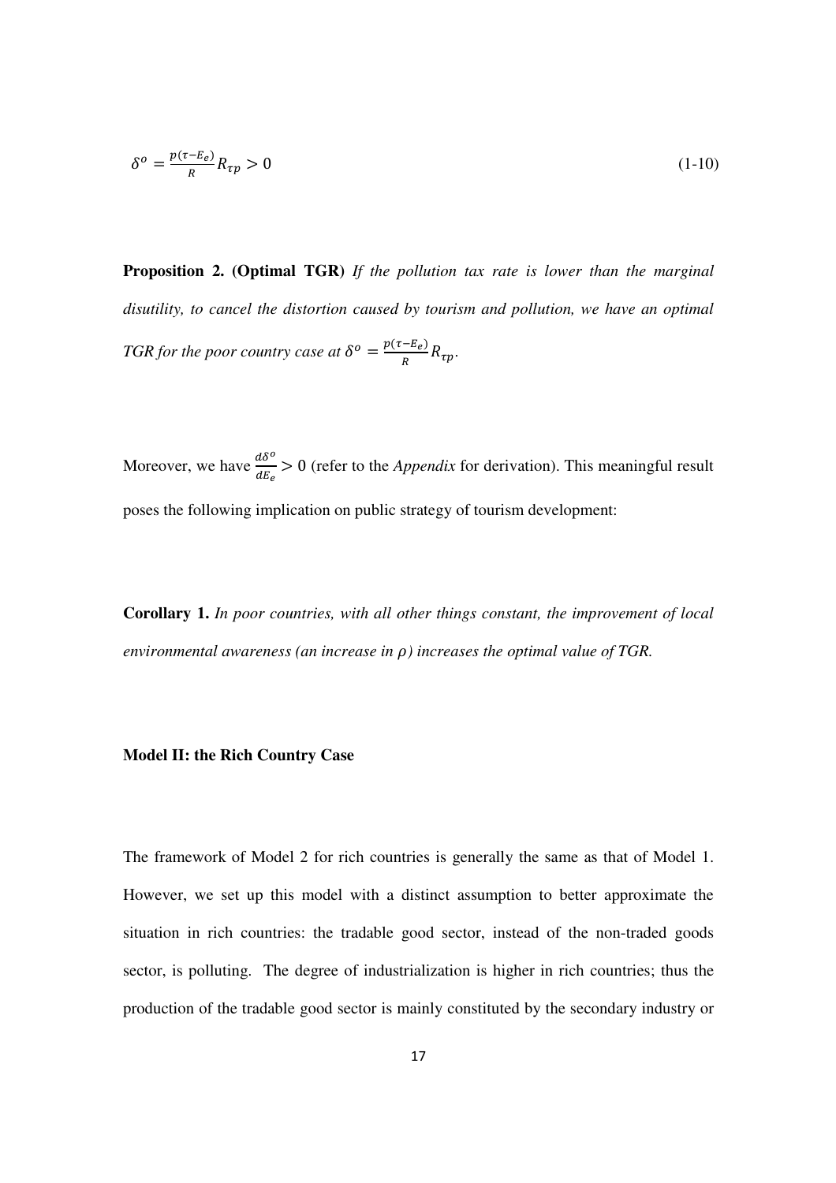$$\delta^o = \frac{p(\tau - E_e)}{R} R_{\tau p} > 0 \tag{1-10}$$

**Proposition 2. (Optimal TGR)** *If the pollution tax rate is lower than the marginal disutility, to cancel the distortion caused by tourism and pollution, we have an optimal TGR for the poor country case at* $\delta^o = \frac{p(\tau - E_e)}{R} R_{\tau p}$.

Moreover, we have $\frac{d\delta^o}{dE_e} > 0$ (refer to the *Appendix* for derivation). This meaningful result poses the following implication on public strategy of tourism development:

**Corollary 1.** *In poor countries, with all other things constant, the improvement of local environmental awareness (an increase in* $\rho$*) increases the optimal value of TGR.*

**Model II: the Rich Country Case**

The framework of Model 2 for rich countries is generally the same as that of Model 1. However, we set up this model with a distinct assumption to better approximate the situation in rich countries: the tradable good sector, instead of the non-traded goods sector, is polluting. The degree of industrialization is higher in rich countries; thus the production of the tradable good sector is mainly constituted by the secondary industry or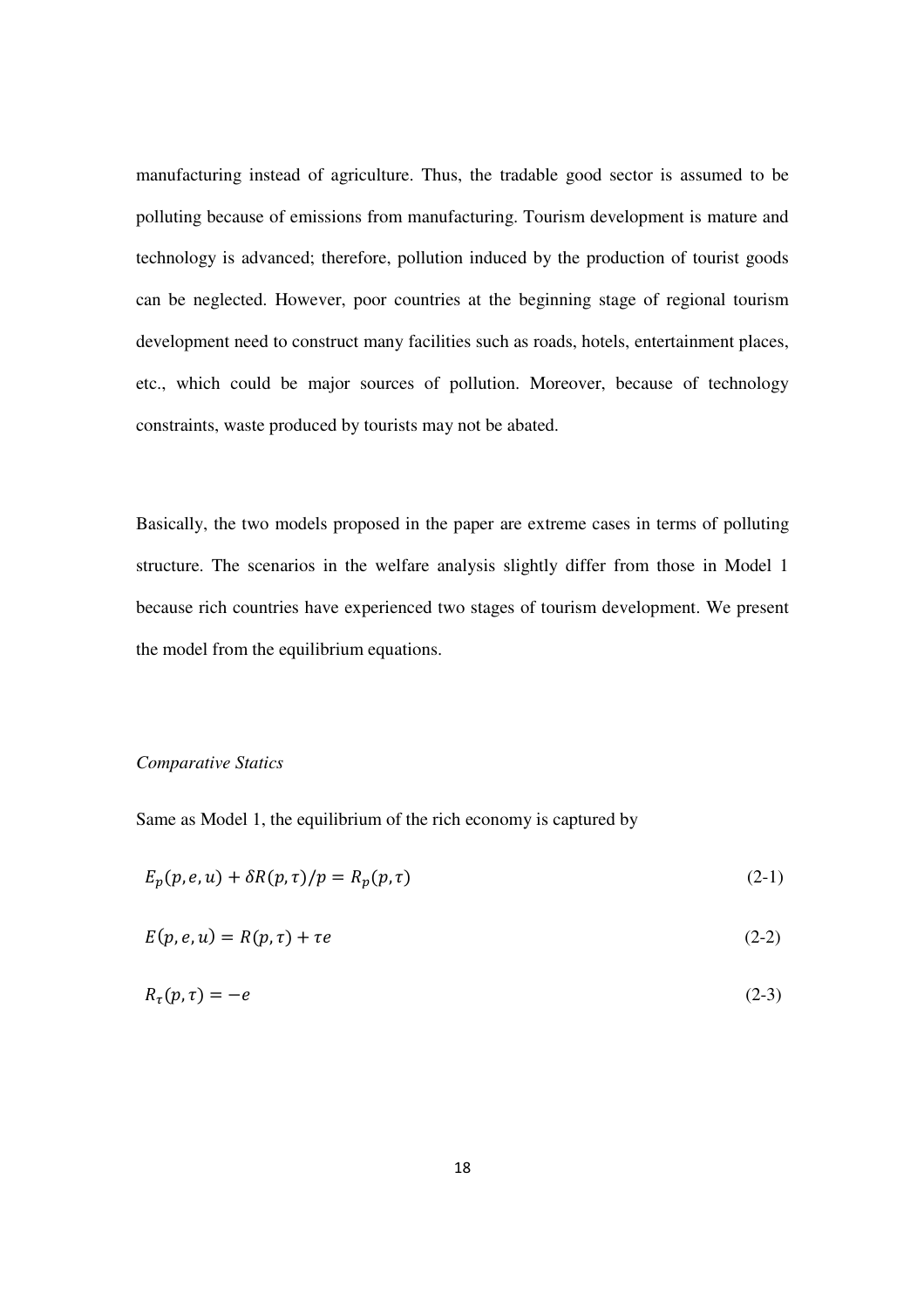manufacturing instead of agriculture. Thus, the tradable good sector is assumed to be polluting because of emissions from manufacturing. Tourism development is mature and technology is advanced; therefore, pollution induced by the production of tourist goods can be neglected. However, poor countries at the beginning stage of regional tourism development need to construct many facilities such as roads, hotels, entertainment places, etc., which could be major sources of pollution. Moreover, because of technology constraints, waste produced by tourists may not be abated.

Basically, the two models proposed in the paper are extreme cases in terms of polluting structure. The scenarios in the welfare analysis slightly differ from those in Model 1 because rich countries have experienced two stages of tourism development. We present the model from the equilibrium equations.

*Comparative Statics*

Same as Model 1, the equilibrium of the rich economy is captured by

$$E_p(p, e, u) + \delta R(p, \tau)/p = R_p(p, \tau) \tag{2-1}$$

$$E(p, e, u) = R(p, \tau) + \tau e \tag{2-2}$$

$$R_\tau(p, \tau) = -e \tag{2-3}$$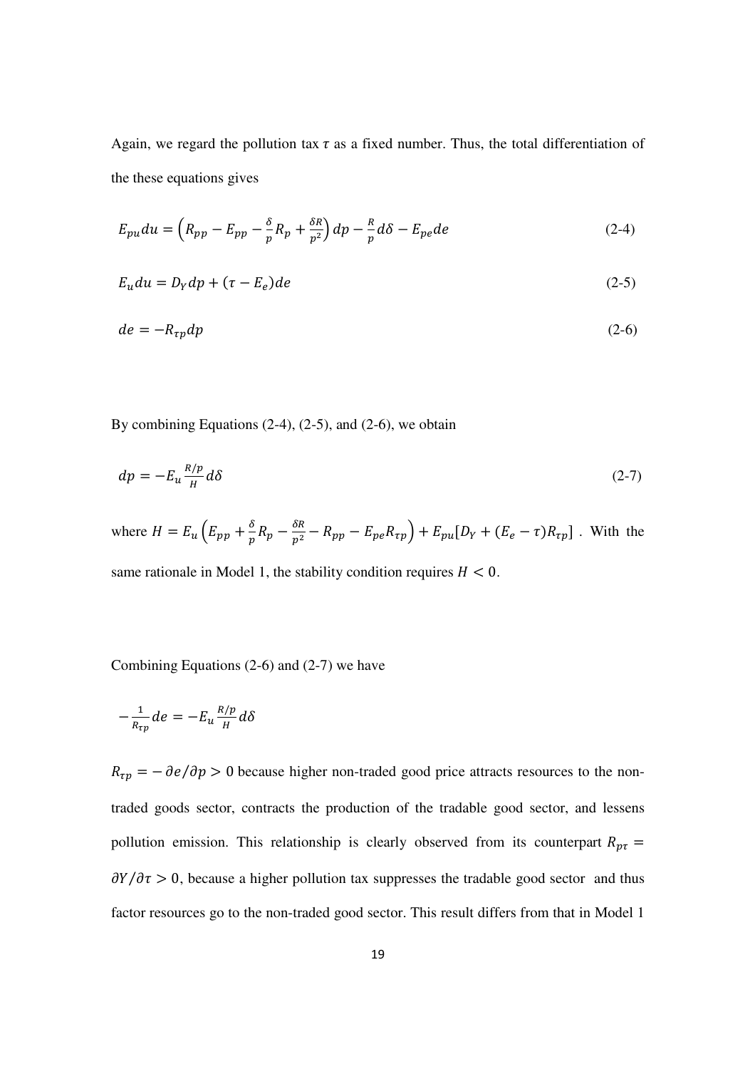Again, we regard the pollution tax $\tau$ as a fixed number. Thus, the total differentiation of the these equations gives

$$E_{pu}du = \left(R_{pp} - E_{pp} - \frac{\delta}{p}R_p + \frac{\delta R}{p^2}\right)dp - \frac{R}{p}d\delta - E_{pe}de \tag{2-4}$$

$$E_u du = D_Y dp + (\tau - E_e)de \tag{2-5}$$

$$de = -R_{\tau p}dp \tag{2-6}$$

By combining Equations (2-4), (2-5), and (2-6), we obtain

$$dp = -E_u \frac{R/p}{H} d\delta \tag{2-7}$$

where $H = E_u\left(E_{pp} + \frac{\delta}{p}R_p - \frac{\delta R}{p^2} - R_{pp} - E_{pe}R_{\tau p}\right) + E_{pu}[D_Y + (E_e - \tau)R_{\tau p}]$ . With the same rationale in Model 1, the stability condition requires $H < 0$.

Combining Equations (2-6) and (2-7) we have

$$-\frac{1}{R_{\tau p}}de = -E_u \frac{R/p}{H} d\delta$$

$R_{\tau p} = -\partial e/\partial p > 0$ because higher non-traded good price attracts resources to the non-traded goods sector, contracts the production of the tradable good sector, and lessens pollution emission. This relationship is clearly observed from its counterpart $R_{p\tau} = \partial Y/\partial \tau > 0$, because a higher pollution tax suppresses the tradable good sector and thus factor resources go to the non-traded good sector. This result differs from that in Model 1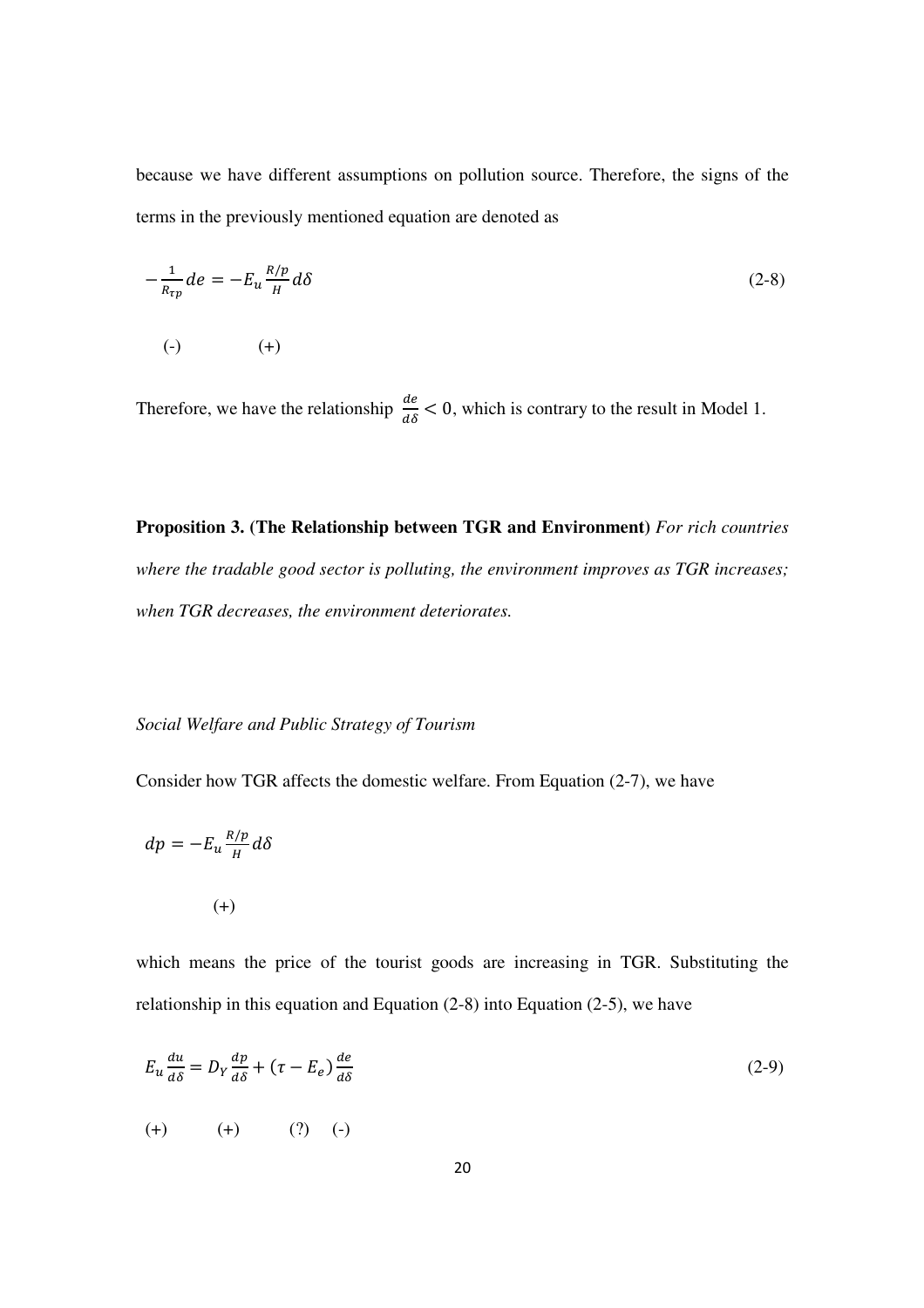because we have different assumptions on pollution source. Therefore, the signs of the terms in the previously mentioned equation are denoted as

$$-\frac{1}{R_{\tau p}}de = -E_u \frac{R/p}{H} d\delta \tag{2-8}$$

(-) (+)

Therefore, we have the relationship $\frac{de}{d\delta} < 0$, which is contrary to the result in Model 1.

**Proposition 3. (The Relationship between TGR and Environment)** *For rich countries where the tradable good sector is polluting, the environment improves as TGR increases; when TGR decreases, the environment deteriorates.*

*Social Welfare and Public Strategy of Tourism*

Consider how TGR affects the domestic welfare. From Equation (2-7), we have

$$dp = -E_u \frac{R/p}{H} d\delta$$

(+)

which means the price of the tourist goods are increasing in TGR. Substituting the relationship in this equation and Equation (2-8) into Equation (2-5), we have

$$E_u \frac{du}{d\delta} = D_Y \frac{dp}{d\delta} + (\tau - E_e) \frac{de}{d\delta} \tag{2-9}$$

(+) (+) (?) (-)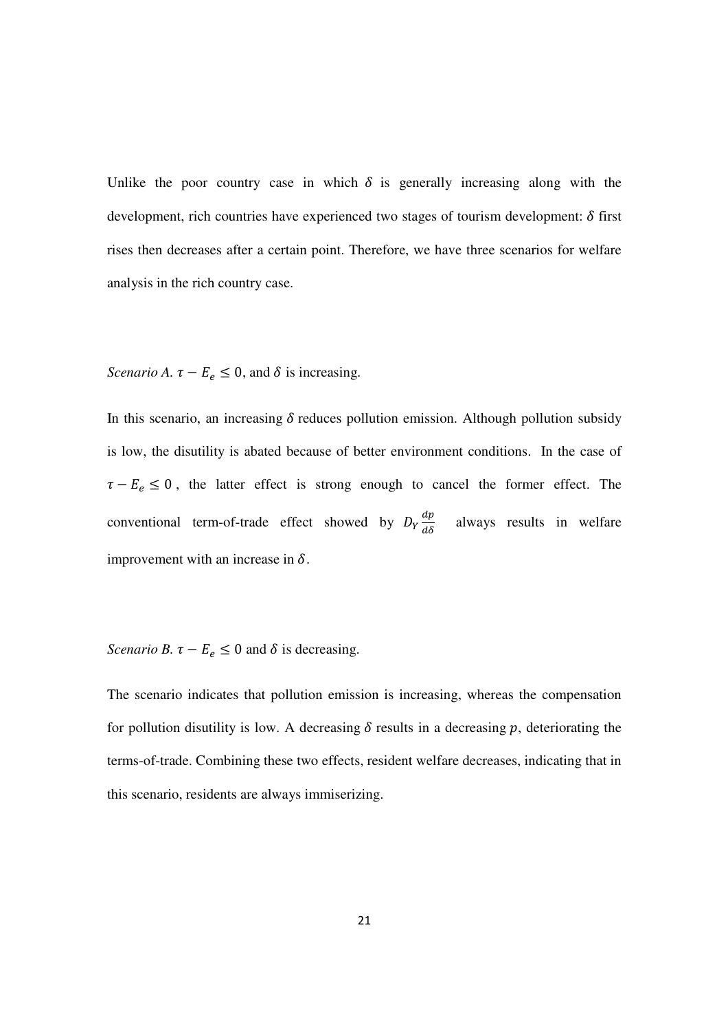Unlike the poor country case in which $\delta$ is generally increasing along with the development, rich countries have experienced two stages of tourism development: $\delta$ first rises then decreases after a certain point. Therefore, we have three scenarios for welfare analysis in the rich country case.

*Scenario A.* $\tau - E_e \leq 0$, and $\delta$ is increasing.

In this scenario, an increasing $\delta$ reduces pollution emission. Although pollution subsidy is low, the disutility is abated because of better environment conditions. In the case of $\tau - E_e \leq 0$, the latter effect is strong enough to cancel the former effect. The conventional term-of-trade effect showed by $D_Y \frac{dp}{d\delta}$ always results in welfare improvement with an increase in $\delta$.

*Scenario B.* $\tau - E_e \leq 0$ and $\delta$ is decreasing.

The scenario indicates that pollution emission is increasing, whereas the compensation for pollution disutility is low. A decreasing $\delta$ results in a decreasing $p$, deteriorating the terms-of-trade. Combining these two effects, resident welfare decreases, indicating that in this scenario, residents are always immiserizing.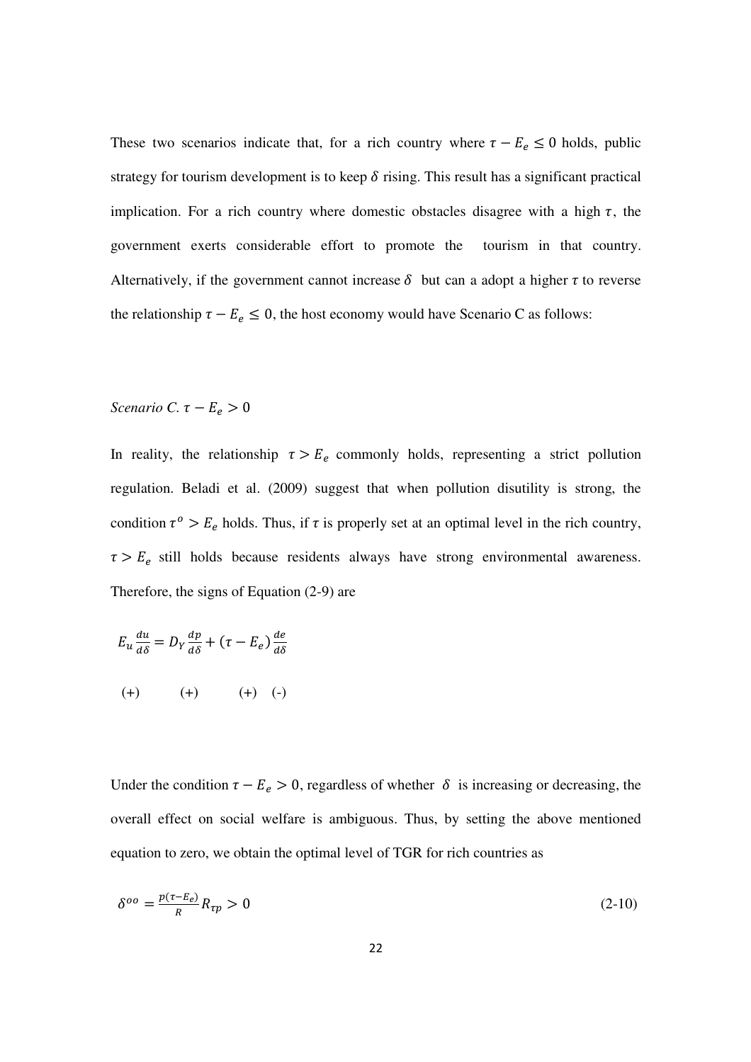These two scenarios indicate that, for a rich country where $\tau - E_e \leq 0$ holds, public strategy for tourism development is to keep $\delta$ rising. This result has a significant practical implication. For a rich country where domestic obstacles disagree with a high $\tau$, the government exerts considerable effort to promote the tourism in that country. Alternatively, if the government cannot increase $\delta$ but can a adopt a higher $\tau$ to reverse the relationship $\tau - E_e \leq 0$, the host economy would have Scenario C as follows:

*Scenario C.* $\tau - E_e > 0$

In reality, the relationship $\tau > E_e$ commonly holds, representing a strict pollution regulation. Beladi et al. (2009) suggest that when pollution disutility is strong, the condition $\tau^o > E_e$ holds. Thus, if $\tau$ is properly set at an optimal level in the rich country, $\tau > E_e$ still holds because residents always have strong environmental awareness. Therefore, the signs of Equation (2-9) are

$$E_u \frac{du}{d\delta} = D_Y \frac{dp}{d\delta} + (\tau - E_e) \frac{de}{d\delta}$$

$$(+) \qquad (+) \qquad (+) \quad (-)$$

Under the condition $\tau - E_e > 0$, regardless of whether $\delta$ is increasing or decreasing, the overall effect on social welfare is ambiguous. Thus, by setting the above mentioned equation to zero, we obtain the optimal level of TGR for rich countries as

$$\delta^{oo} = \frac{p(\tau - E_e)}{R} R_{\tau p} > 0 \tag{2-10}$$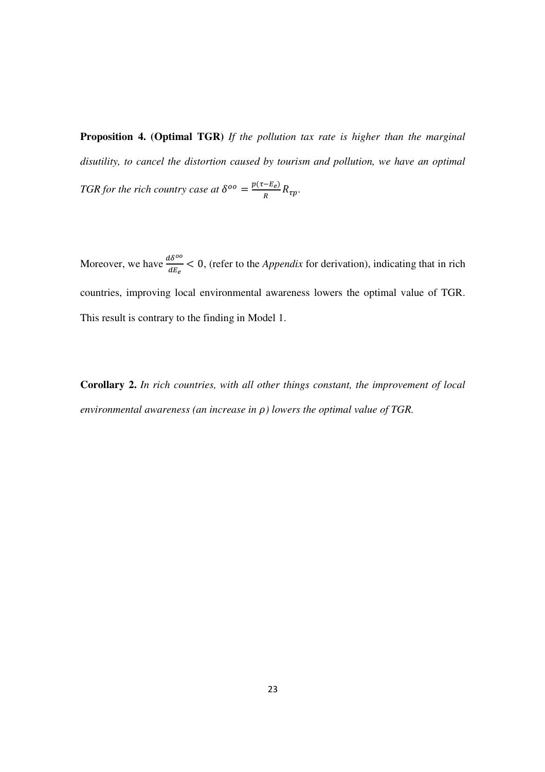**Proposition 4. (Optimal TGR)** *If the pollution tax rate is higher than the marginal disutility, to cancel the distortion caused by tourism and pollution, we have an optimal TGR for the rich country case at* $\delta^{oo} = \frac{p(\tau - E_e)}{R} R_{\tau p}$.

Moreover, we have $\frac{d\delta^{oo}}{dE_e} < 0$, (refer to the *Appendix* for derivation), indicating that in rich countries, improving local environmental awareness lowers the optimal value of TGR. This result is contrary to the finding in Model 1.

**Corollary 2.** *In rich countries, with all other things constant, the improvement of local environmental awareness (an increase in* $\rho$*) lowers the optimal value of TGR.*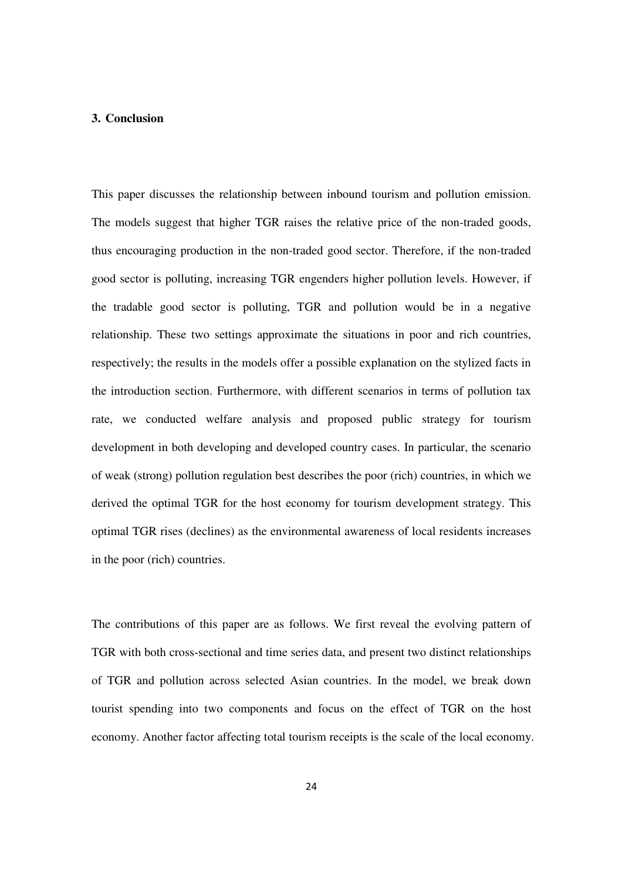## 3. Conclusion

This paper discusses the relationship between inbound tourism and pollution emission. The models suggest that higher TGR raises the relative price of the non-traded goods, thus encouraging production in the non-traded good sector. Therefore, if the non-traded good sector is polluting, increasing TGR engenders higher pollution levels. However, if the tradable good sector is polluting, TGR and pollution would be in a negative relationship. These two settings approximate the situations in poor and rich countries, respectively; the results in the models offer a possible explanation on the stylized facts in the introduction section. Furthermore, with different scenarios in terms of pollution tax rate, we conducted welfare analysis and proposed public strategy for tourism development in both developing and developed country cases. In particular, the scenario of weak (strong) pollution regulation best describes the poor (rich) countries, in which we derived the optimal TGR for the host economy for tourism development strategy. This optimal TGR rises (declines) as the environmental awareness of local residents increases in the poor (rich) countries.

The contributions of this paper are as follows. We first reveal the evolving pattern of TGR with both cross-sectional and time series data, and present two distinct relationships of TGR and pollution across selected Asian countries. In the model, we break down tourist spending into two components and focus on the effect of TGR on the host economy. Another factor affecting total tourism receipts is the scale of the local economy.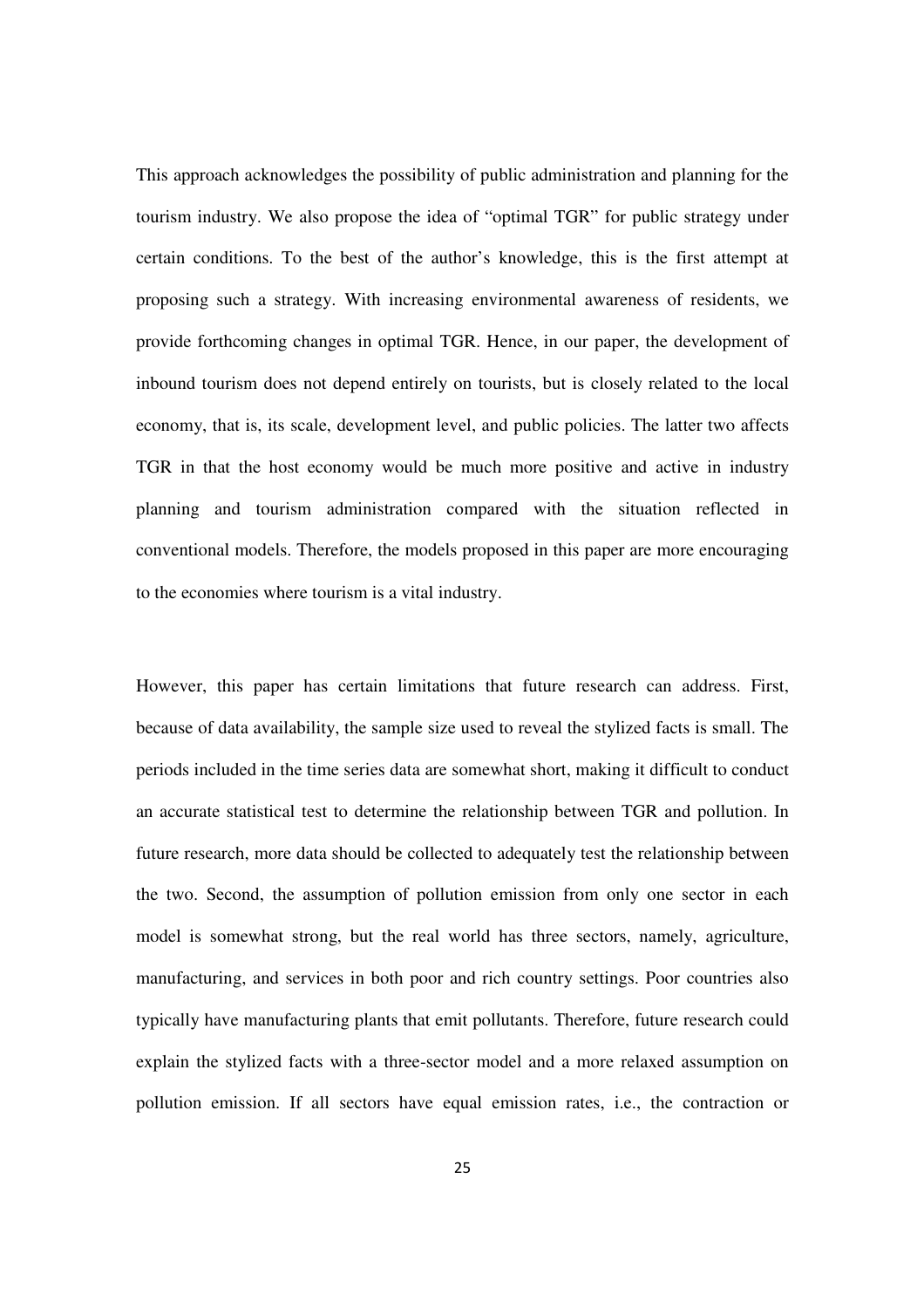This approach acknowledges the possibility of public administration and planning for the tourism industry. We also propose the idea of "optimal TGR" for public strategy under certain conditions. To the best of the author's knowledge, this is the first attempt at proposing such a strategy. With increasing environmental awareness of residents, we provide forthcoming changes in optimal TGR. Hence, in our paper, the development of inbound tourism does not depend entirely on tourists, but is closely related to the local economy, that is, its scale, development level, and public policies. The latter two affects TGR in that the host economy would be much more positive and active in industry planning and tourism administration compared with the situation reflected in conventional models. Therefore, the models proposed in this paper are more encouraging to the economies where tourism is a vital industry.

However, this paper has certain limitations that future research can address. First, because of data availability, the sample size used to reveal the stylized facts is small. The periods included in the time series data are somewhat short, making it difficult to conduct an accurate statistical test to determine the relationship between TGR and pollution. In future research, more data should be collected to adequately test the relationship between the two. Second, the assumption of pollution emission from only one sector in each model is somewhat strong, but the real world has three sectors, namely, agriculture, manufacturing, and services in both poor and rich country settings. Poor countries also typically have manufacturing plants that emit pollutants. Therefore, future research could explain the stylized facts with a three-sector model and a more relaxed assumption on pollution emission. If all sectors have equal emission rates, i.e., the contraction or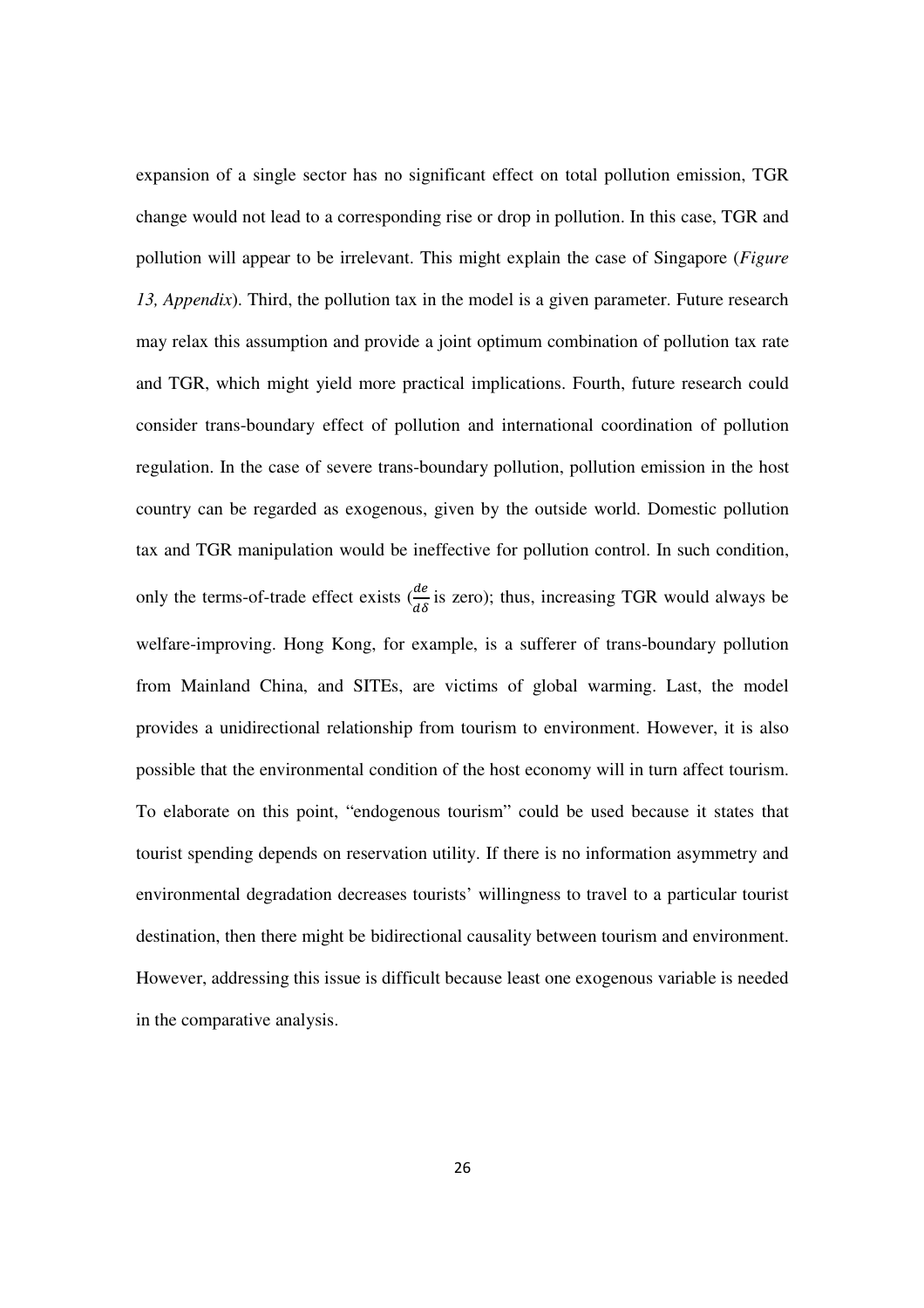expansion of a single sector has no significant effect on total pollution emission, TGR change would not lead to a corresponding rise or drop in pollution. In this case, TGR and pollution will appear to be irrelevant. This might explain the case of Singapore (*Figure 13, Appendix*). Third, the pollution tax in the model is a given parameter. Future research may relax this assumption and provide a joint optimum combination of pollution tax rate and TGR, which might yield more practical implications. Fourth, future research could consider trans-boundary effect of pollution and international coordination of pollution regulation. In the case of severe trans-boundary pollution, pollution emission in the host country can be regarded as exogenous, given by the outside world. Domestic pollution tax and TGR manipulation would be ineffective for pollution control. In such condition, only the terms-of-trade effect exists ($\frac{de}{d\delta}$ is zero); thus, increasing TGR would always be welfare-improving. Hong Kong, for example, is a sufferer of trans-boundary pollution from Mainland China, and SITEs, are victims of global warming. Last, the model provides a unidirectional relationship from tourism to environment. However, it is also possible that the environmental condition of the host economy will in turn affect tourism. To elaborate on this point, "endogenous tourism" could be used because it states that tourist spending depends on reservation utility. If there is no information asymmetry and environmental degradation decreases tourists' willingness to travel to a particular tourist destination, then there might be bidirectional causality between tourism and environment. However, addressing this issue is difficult because least one exogenous variable is needed in the comparative analysis.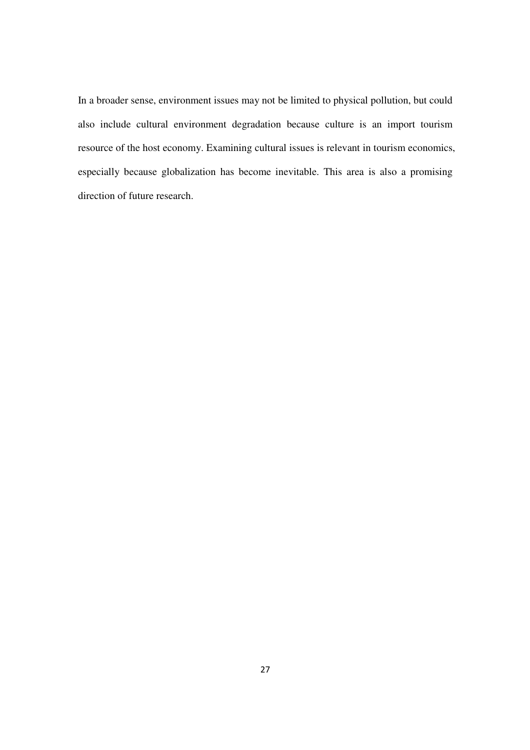In a broader sense, environment issues may not be limited to physical pollution, but could also include cultural environment degradation because culture is an import tourism resource of the host economy. Examining cultural issues is relevant in tourism economics, especially because globalization has become inevitable. This area is also a promising direction of future research.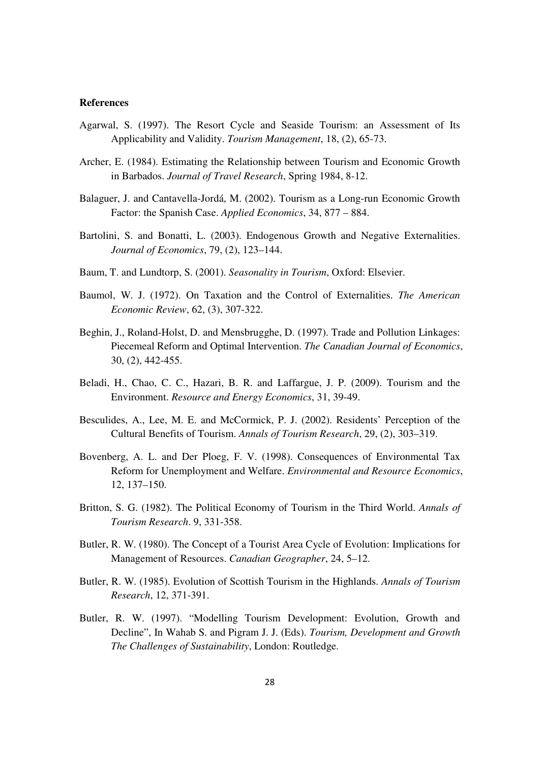**References**

Agarwal, S. (1997). The Resort Cycle and Seaside Tourism: an Assessment of Its Applicability and Validity. *Tourism Management*, 18, (2), 65-73.

Archer, E. (1984). Estimating the Relationship between Tourism and Economic Growth in Barbados. *Journal of Travel Research*, Spring 1984, 8-12.

Balaguer, J. and Cantavella-Jordá, M. (2002). Tourism as a Long-run Economic Growth Factor: the Spanish Case. *Applied Economics*, 34, 877 – 884.

Bartolini, S. and Bonatti, L. (2003). Endogenous Growth and Negative Externalities. *Journal of Economics*, 79, (2), 123–144.

Baum, T. and Lundtorp, S. (2001). *Seasonality in Tourism*, Oxford: Elsevier.

Baumol, W. J. (1972). On Taxation and the Control of Externalities. *The American Economic Review*, 62, (3), 307-322.

Beghin, J., Roland-Holst, D. and Mensbrugghe, D. (1997). Trade and Pollution Linkages: Piecemeal Reform and Optimal Intervention. *The Canadian Journal of Economics*, 30, (2), 442-455.

Beladi, H., Chao, C. C., Hazari, B. R. and Laffargue, J. P. (2009). Tourism and the Environment. *Resource and Energy Economics*, 31, 39-49.

Besculides, A., Lee, M. E. and McCormick, P. J. (2002). Residents' Perception of the Cultural Benefits of Tourism. *Annals of Tourism Research*, 29, (2), 303–319.

Bovenberg, A. L. and Der Ploeg, F. V. (1998). Consequences of Environmental Tax Reform for Unemployment and Welfare. *Environmental and Resource Economics*, 12, 137–150.

Britton, S. G. (1982). The Political Economy of Tourism in the Third World. *Annals of Tourism Research*. 9, 331-358.

Butler, R. W. (1980). The Concept of a Tourist Area Cycle of Evolution: Implications for Management of Resources. *Canadian Geographer*, 24, 5–12.

Butler, R. W. (1985). Evolution of Scottish Tourism in the Highlands. *Annals of Tourism Research*, 12, 371-391.

Butler, R. W. (1997). "Modelling Tourism Development: Evolution, Growth and Decline", In Wahab S. and Pigram J. J. (Eds). *Tourism, Development and Growth The Challenges of Sustainability*, London: Routledge.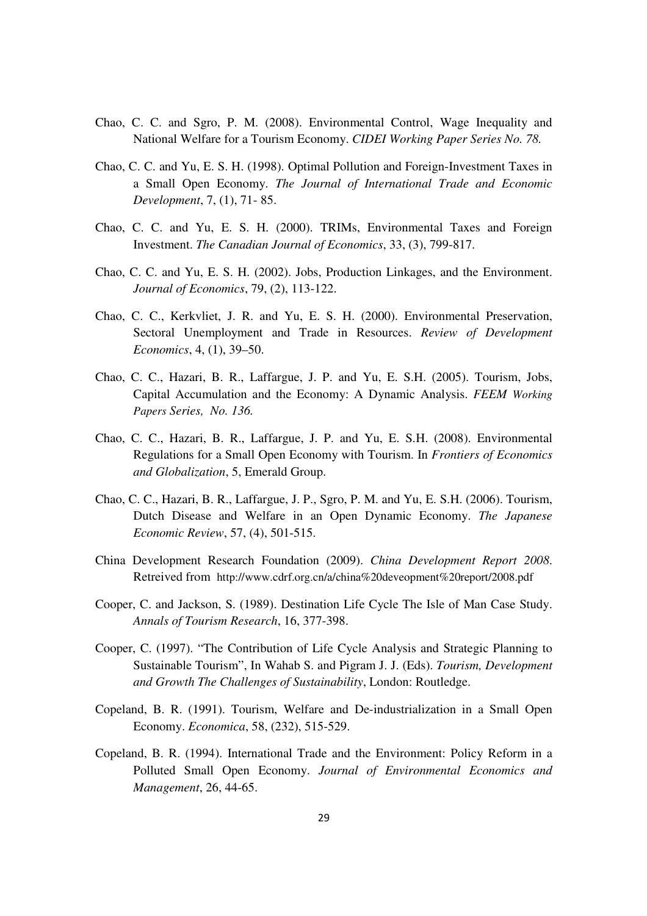Chao, C. C. and Sgro, P. M. (2008). Environmental Control, Wage Inequality and National Welfare for a Tourism Economy. *CIDEI Working Paper Series No. 78.*

Chao, C. C. and Yu, E. S. H. (1998). Optimal Pollution and Foreign-Investment Taxes in a Small Open Economy. *The Journal of International Trade and Economic Development*, 7, (1), 71- 85.

Chao, C. C. and Yu, E. S. H. (2000). TRIMs, Environmental Taxes and Foreign Investment. *The Canadian Journal of Economics*, 33, (3), 799-817.

Chao, C. C. and Yu, E. S. H. (2002). Jobs, Production Linkages, and the Environment. *Journal of Economics*, 79, (2), 113-122.

Chao, C. C., Kerkvliet, J. R. and Yu, E. S. H. (2000). Environmental Preservation, Sectoral Unemployment and Trade in Resources. *Review of Development Economics*, 4, (1), 39–50.

Chao, C. C., Hazari, B. R., Laffargue, J. P. and Yu, E. S.H. (2005). Tourism, Jobs, Capital Accumulation and the Economy: A Dynamic Analysis. *FEEM Working Papers Series, No. 136.*

Chao, C. C., Hazari, B. R., Laffargue, J. P. and Yu, E. S.H. (2008). Environmental Regulations for a Small Open Economy with Tourism. In *Frontiers of Economics and Globalization*, 5, Emerald Group.

Chao, C. C., Hazari, B. R., Laffargue, J. P., Sgro, P. M. and Yu, E. S.H. (2006). Tourism, Dutch Disease and Welfare in an Open Dynamic Economy. *The Japanese Economic Review*, 57, (4), 501-515.

China Development Research Foundation (2009). *China Development Report 2008*. Retreived from http://www.cdrf.org.cn/a/china%20deveopment%20report/2008.pdf

Cooper, C. and Jackson, S. (1989). Destination Life Cycle The Isle of Man Case Study. *Annals of Tourism Research*, 16, 377-398.

Cooper, C. (1997). "The Contribution of Life Cycle Analysis and Strategic Planning to Sustainable Tourism", In Wahab S. and Pigram J. J. (Eds). *Tourism, Development and Growth The Challenges of Sustainability*, London: Routledge.

Copeland, B. R. (1991). Tourism, Welfare and De-industrialization in a Small Open Economy. *Economica*, 58, (232), 515-529.

Copeland, B. R. (1994). International Trade and the Environment: Policy Reform in a Polluted Small Open Economy. *Journal of Environmental Economics and Management*, 26, 44-65.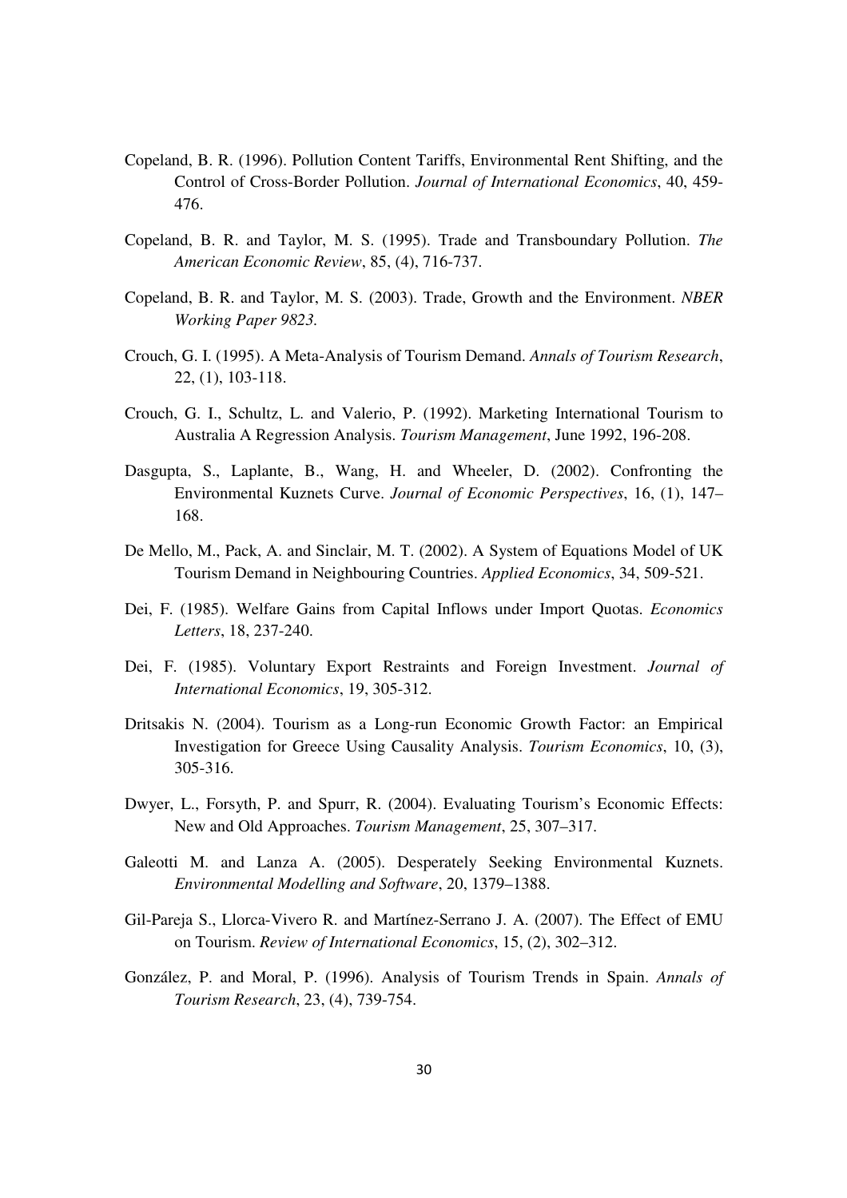Copeland, B. R. (1996). Pollution Content Tariffs, Environmental Rent Shifting, and the Control of Cross-Border Pollution. *Journal of International Economics*, 40, 459-476.

Copeland, B. R. and Taylor, M. S. (1995). Trade and Transboundary Pollution. *The American Economic Review*, 85, (4), 716-737.

Copeland, B. R. and Taylor, M. S. (2003). Trade, Growth and the Environment. *NBER Working Paper 9823.*

Crouch, G. I. (1995). A Meta-Analysis of Tourism Demand. *Annals of Tourism Research*, 22, (1), 103-118.

Crouch, G. I., Schultz, L. and Valerio, P. (1992). Marketing International Tourism to Australia A Regression Analysis. *Tourism Management*, June 1992, 196-208.

Dasgupta, S., Laplante, B., Wang, H. and Wheeler, D. (2002). Confronting the Environmental Kuznets Curve. *Journal of Economic Perspectives*, 16, (1), 147–168.

De Mello, M., Pack, A. and Sinclair, M. T. (2002). A System of Equations Model of UK Tourism Demand in Neighbouring Countries. *Applied Economics*, 34, 509-521.

Dei, F. (1985). Welfare Gains from Capital Inflows under Import Quotas. *Economics Letters*, 18, 237-240.

Dei, F. (1985). Voluntary Export Restraints and Foreign Investment. *Journal of International Economics*, 19, 305-312.

Dritsakis N. (2004). Tourism as a Long-run Economic Growth Factor: an Empirical Investigation for Greece Using Causality Analysis. *Tourism Economics*, 10, (3), 305-316.

Dwyer, L., Forsyth, P. and Spurr, R. (2004). Evaluating Tourism's Economic Effects: New and Old Approaches. *Tourism Management*, 25, 307–317.

Galeotti M. and Lanza A. (2005). Desperately Seeking Environmental Kuznets. *Environmental Modelling and Software*, 20, 1379–1388.

Gil-Pareja S., Llorca-Vivero R. and Martínez-Serrano J. A. (2007). The Effect of EMU on Tourism. *Review of International Economics*, 15, (2), 302–312.

González, P. and Moral, P. (1996). Analysis of Tourism Trends in Spain. *Annals of Tourism Research*, 23, (4), 739-754.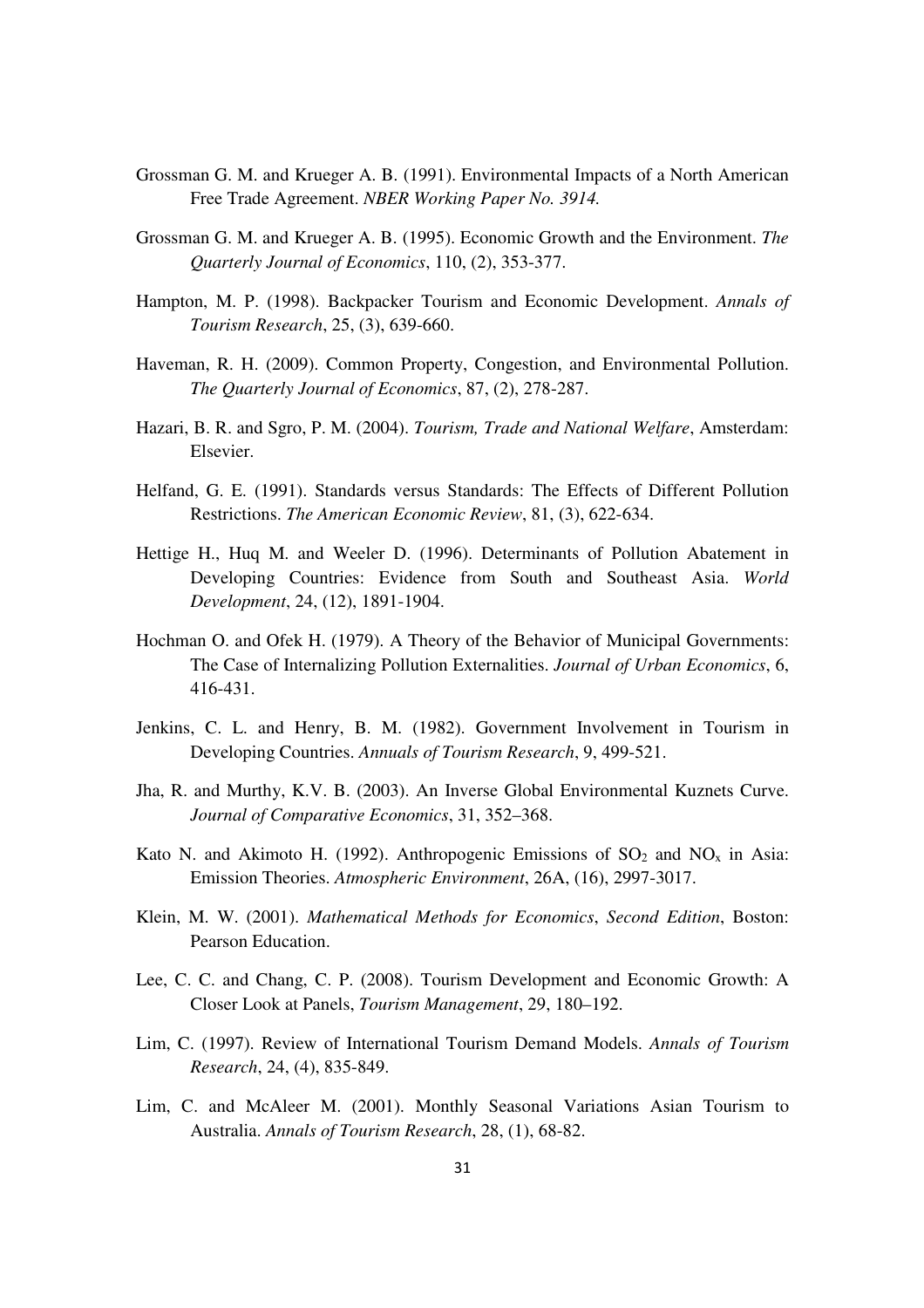Grossman G. M. and Krueger A. B. (1991). Environmental Impacts of a North American Free Trade Agreement. *NBER Working Paper No. 3914.*

Grossman G. M. and Krueger A. B. (1995). Economic Growth and the Environment. *The Quarterly Journal of Economics*, 110, (2), 353-377.

Hampton, M. P. (1998). Backpacker Tourism and Economic Development. *Annals of Tourism Research*, 25, (3), 639-660.

Haveman, R. H. (2009). Common Property, Congestion, and Environmental Pollution. *The Quarterly Journal of Economics*, 87, (2), 278-287.

Hazari, B. R. and Sgro, P. M. (2004). *Tourism, Trade and National Welfare*, Amsterdam: Elsevier.

Helfand, G. E. (1991). Standards versus Standards: The Effects of Different Pollution Restrictions. *The American Economic Review*, 81, (3), 622-634.

Hettige H., Huq M. and Weeler D. (1996). Determinants of Pollution Abatement in Developing Countries: Evidence from South and Southeast Asia. *World Development*, 24, (12), 1891-1904.

Hochman O. and Ofek H. (1979). A Theory of the Behavior of Municipal Governments: The Case of Internalizing Pollution Externalities. *Journal of Urban Economics*, 6, 416-431.

Jenkins, C. L. and Henry, B. M. (1982). Government Involvement in Tourism in Developing Countries. *Annuals of Tourism Research*, 9, 499-521.

Jha, R. and Murthy, K.V. B. (2003). An Inverse Global Environmental Kuznets Curve. *Journal of Comparative Economics*, 31, 352–368.

Kato N. and Akimoto H. (1992). Anthropogenic Emissions of $SO_2$ and $NO_x$ in Asia: Emission Theories. *Atmospheric Environment*, 26A, (16), 2997-3017.

Klein, M. W. (2001). *Mathematical Methods for Economics*, *Second Edition*, Boston: Pearson Education.

Lee, C. C. and Chang, C. P. (2008). Tourism Development and Economic Growth: A Closer Look at Panels, *Tourism Management*, 29, 180–192.

Lim, C. (1997). Review of International Tourism Demand Models. *Annals of Tourism Research*, 24, (4), 835-849.

Lim, C. and McAleer M. (2001). Monthly Seasonal Variations Asian Tourism to Australia. *Annals of Tourism Research*, 28, (1), 68-82.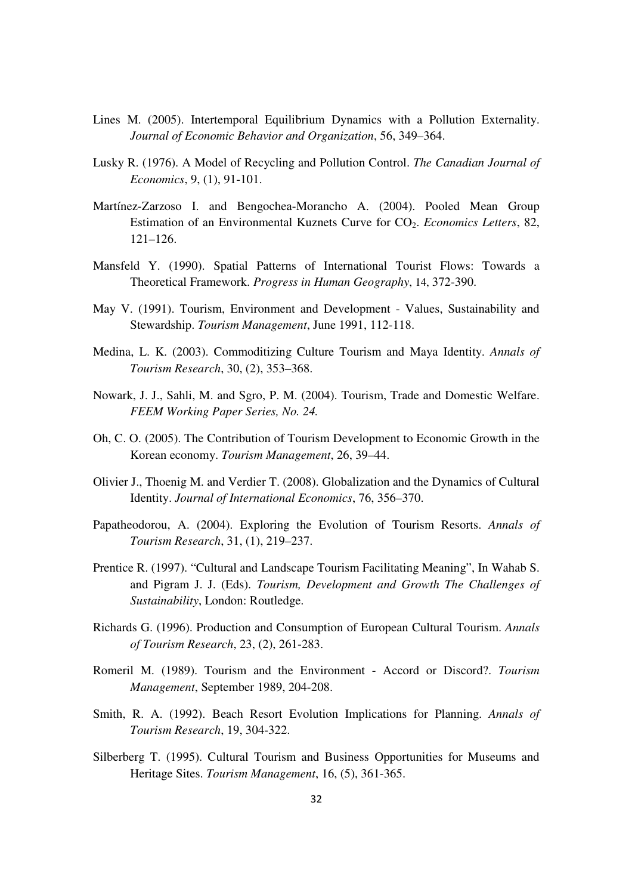Lines M. (2005). Intertemporal Equilibrium Dynamics with a Pollution Externality. *Journal of Economic Behavior and Organization*, 56, 349–364.

Lusky R. (1976). A Model of Recycling and Pollution Control. *The Canadian Journal of Economics*, 9, (1), 91-101.

Martínez-Zarzoso I. and Bengochea-Morancho A. (2004). Pooled Mean Group Estimation of an Environmental Kuznets Curve for $CO_2$. *Economics Letters*, 82, 121–126.

Mansfeld Y. (1990). Spatial Patterns of International Tourist Flows: Towards a Theoretical Framework. *Progress in Human Geography*, 14, 372-390.

May V. (1991). Tourism, Environment and Development - Values, Sustainability and Stewardship. *Tourism Management*, June 1991, 112-118.

Medina, L. K. (2003). Commoditizing Culture Tourism and Maya Identity. *Annals of Tourism Research*, 30, (2), 353–368.

Nowark, J. J., Sahli, M. and Sgro, P. M. (2004). Tourism, Trade and Domestic Welfare. *FEEM Working Paper Series, No. 24.*

Oh, C. O. (2005). The Contribution of Tourism Development to Economic Growth in the Korean economy. *Tourism Management*, 26, 39–44.

Olivier J., Thoenig M. and Verdier T. (2008). Globalization and the Dynamics of Cultural Identity. *Journal of International Economics*, 76, 356–370.

Papatheodorou, A. (2004). Exploring the Evolution of Tourism Resorts. *Annals of Tourism Research*, 31, (1), 219–237.

Prentice R. (1997). "Cultural and Landscape Tourism Facilitating Meaning", In Wahab S. and Pigram J. J. (Eds). *Tourism, Development and Growth The Challenges of Sustainability*, London: Routledge.

Richards G. (1996). Production and Consumption of European Cultural Tourism. *Annals of Tourism Research*, 23, (2), 261-283.

Romeril M. (1989). Tourism and the Environment - Accord or Discord?. *Tourism Management*, September 1989, 204-208.

Smith, R. A. (1992). Beach Resort Evolution Implications for Planning. *Annals of Tourism Research*, 19, 304-322.

Silberberg T. (1995). Cultural Tourism and Business Opportunities for Museums and Heritage Sites. *Tourism Management*, 16, (5), 361-365.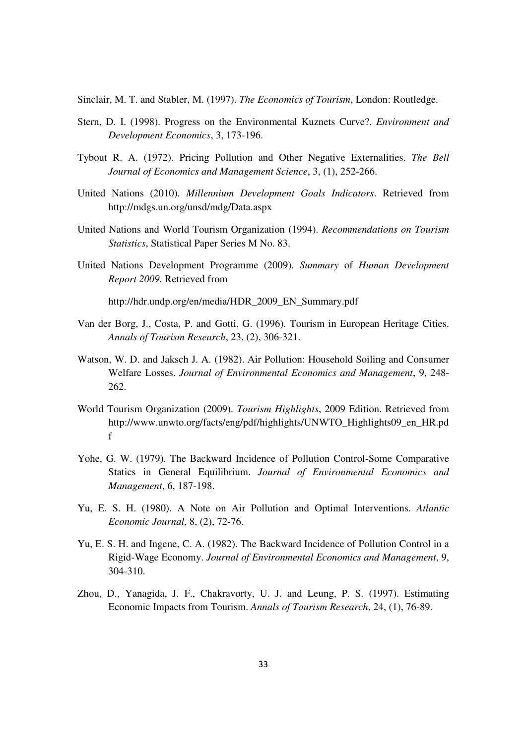Sinclair, M. T. and Stabler, M. (1997). *The Economics of Tourism*, London: Routledge.

Stern, D. I. (1998). Progress on the Environmental Kuznets Curve?. *Environment and Development Economics*, 3, 173-196.

Tybout R. A. (1972). Pricing Pollution and Other Negative Externalities. *The Bell Journal of Economics and Management Science*, 3, (1), 252-266.

United Nations (2010). *Millennium Development Goals Indicators*. Retrieved from http://mdgs.un.org/unsd/mdg/Data.aspx

United Nations and World Tourism Organization (1994). *Recommendations on Tourism Statistics*, Statistical Paper Series M No. 83.

United Nations Development Programme (2009). *Summary* of *Human Development Report 2009.* Retrieved from

http://hdr.undp.org/en/media/HDR_2009_EN_Summary.pdf

Van der Borg, J., Costa, P. and Gotti, G. (1996). Tourism in European Heritage Cities. *Annals of Tourism Research*, 23, (2), 306-321.

Watson, W. D. and Jaksch J. A. (1982). Air Pollution: Household Soiling and Consumer Welfare Losses. *Journal of Environmental Economics and Management*, 9, 248-262.

World Tourism Organization (2009). *Tourism Highlights*, 2009 Edition. Retrieved from http://www.unwto.org/facts/eng/pdf/highlights/UNWTO_Highlights09_en_HR.pdf

Yohe, G. W. (1979). The Backward Incidence of Pollution Control-Some Comparative Statics in General Equilibrium. *Journal of Environmental Economics and Management*, 6, 187-198.

Yu, E. S. H. (1980). A Note on Air Pollution and Optimal Interventions. *Atlantic Economic Journal*, 8, (2), 72-76.

Yu, E. S. H. and Ingene, C. A. (1982). The Backward Incidence of Pollution Control in a Rigid-Wage Economy. *Journal of Environmental Economics and Management*, 9, 304-310.

Zhou, D., Yanagida, J. F., Chakravorty, U. J. and Leung, P. S. (1997). Estimating Economic Impacts from Tourism. *Annals of Tourism Research*, 24, (1), 76-89.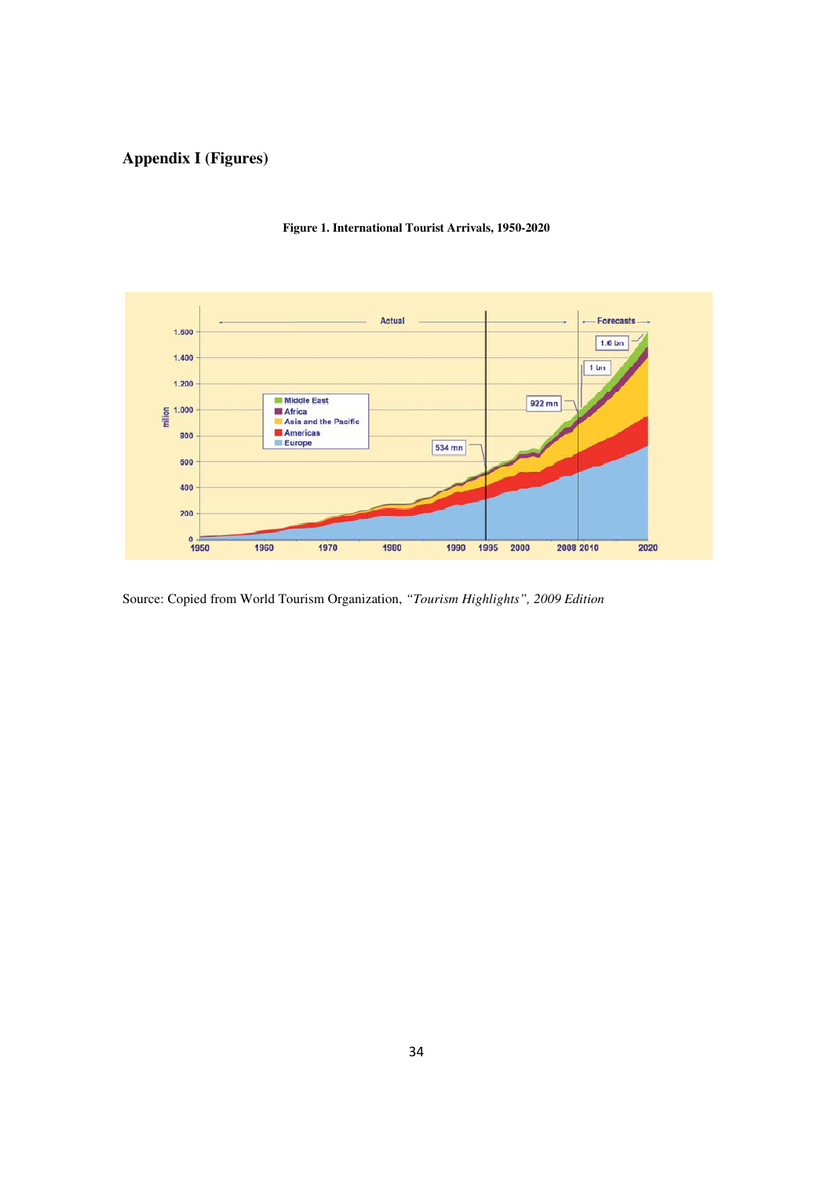# Appendix I (Figures)

**Figure 1. International Tourist Arrivals, 1950-2020**

Source: Copied from World Tourism Organization, *"Tourism Highlights", 2009 Edition*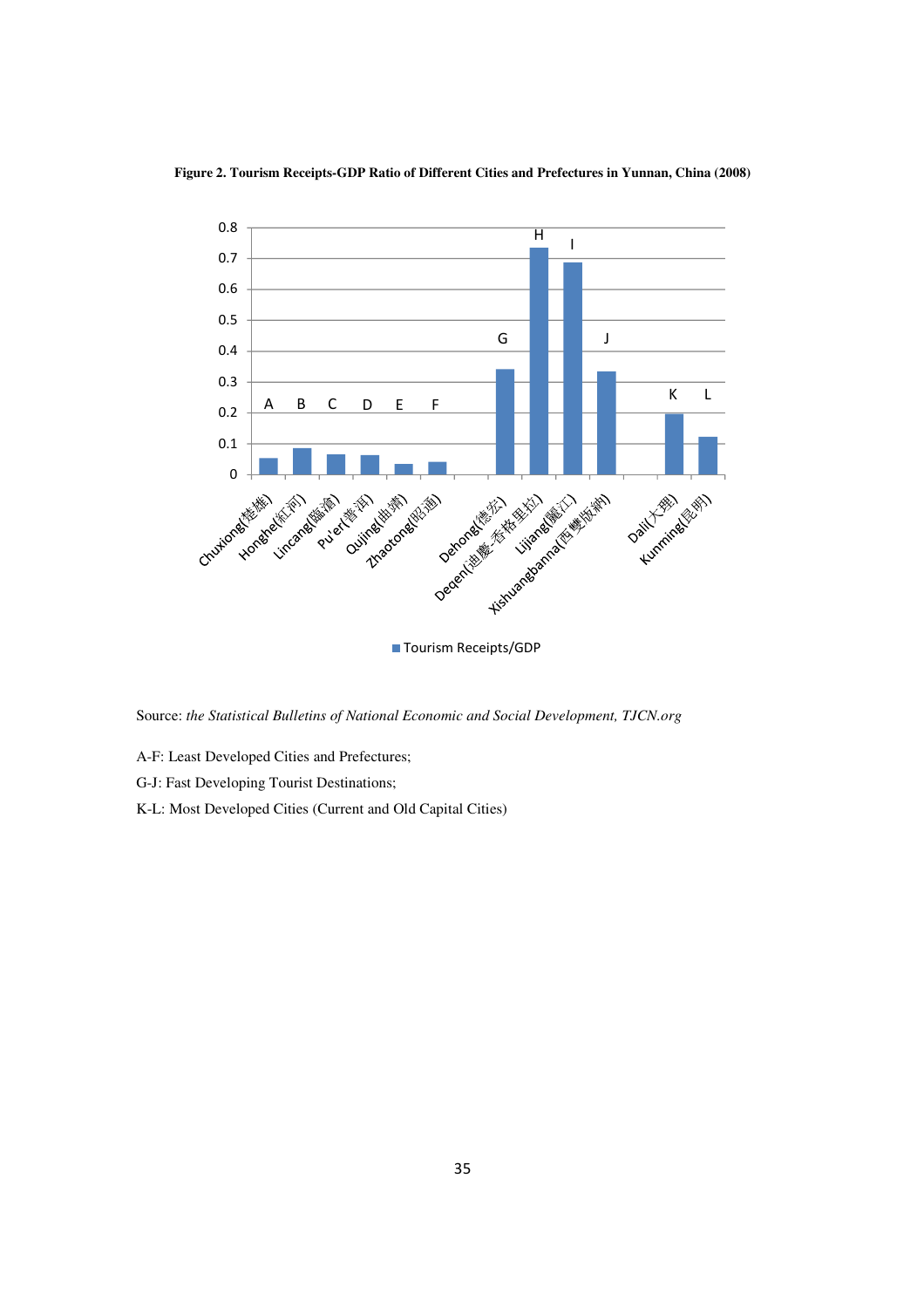**Figure 2. Tourism Receipts-GDP Ratio of Different Cities and Prefectures in Yunnan, China (2008)**

Source: *the Statistical Bulletins of National Economic and Social Development, TJCN.org*

A-F: Least Developed Cities and Prefectures;

G-J: Fast Developing Tourist Destinations;

K-L: Most Developed Cities (Current and Old Capital Cities)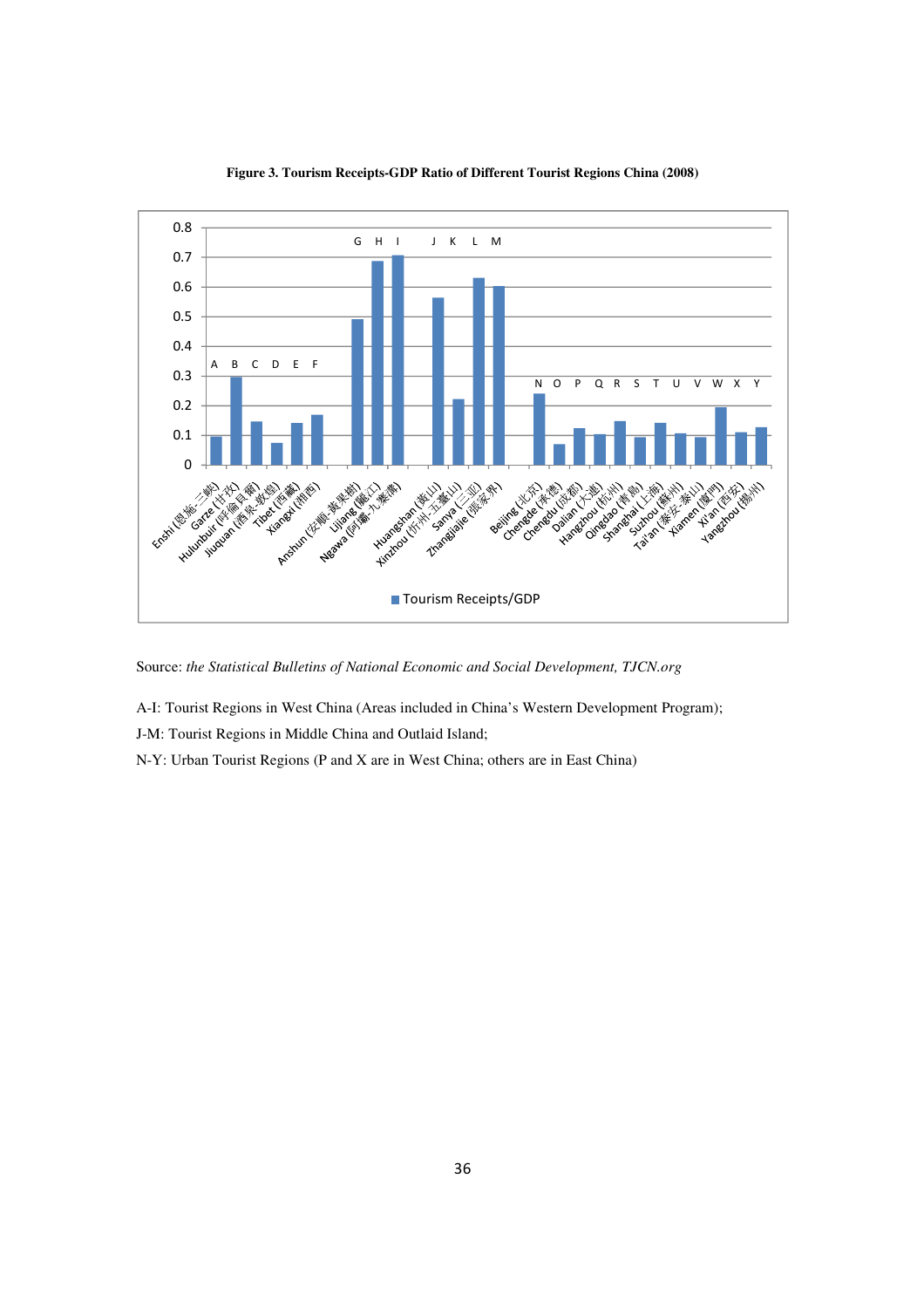**Figure 3. Tourism Receipts-GDP Ratio of Different Tourist Regions China (2008)**

Source: *the Statistical Bulletins of National Economic and Social Development, TJCN.org*

A-I: Tourist Regions in West China (Areas included in China's Western Development Program);

J-M: Tourist Regions in Middle China and Outlaid Island;

N-Y: Urban Tourist Regions (P and X are in West China; others are in East China)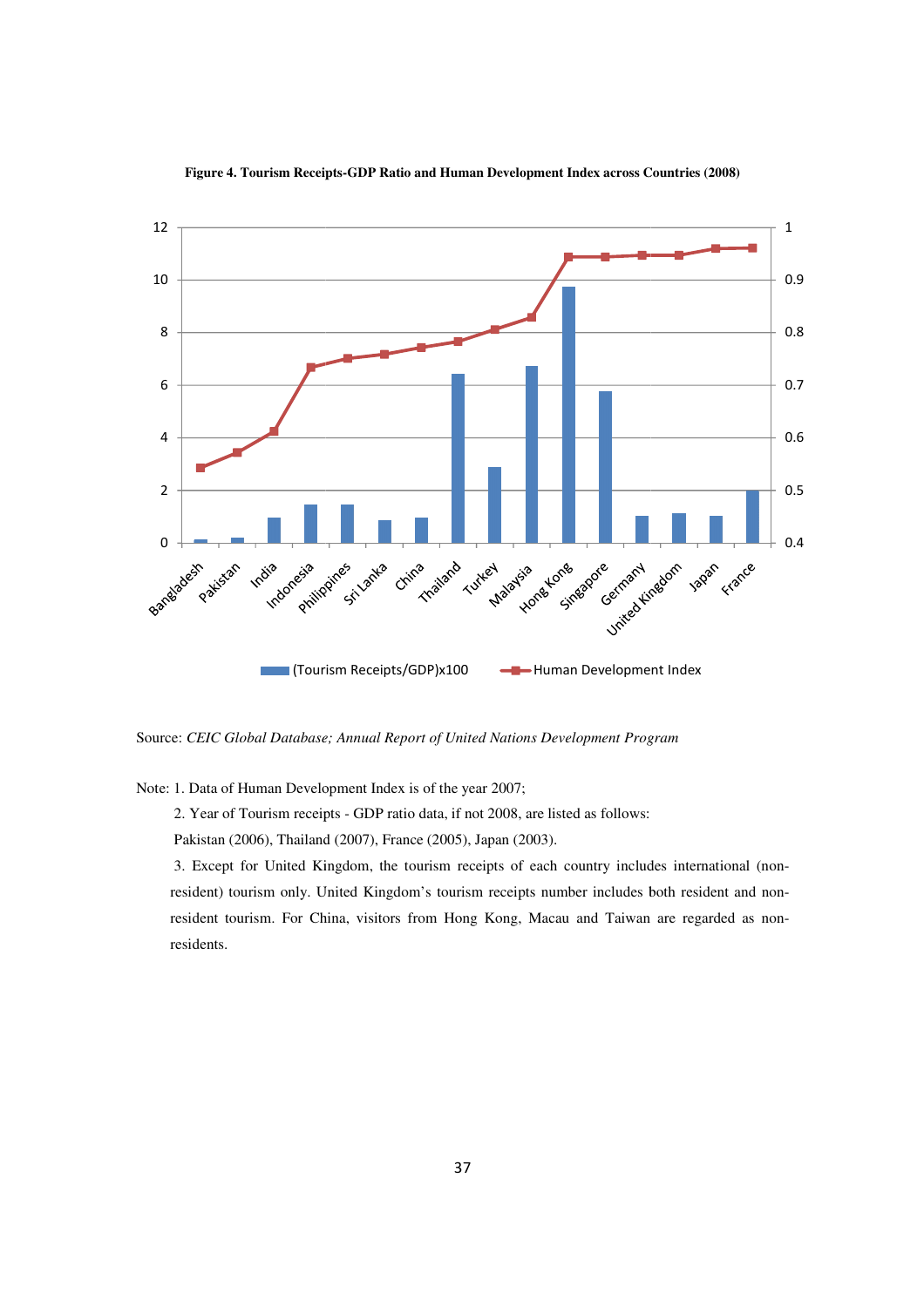**Figure 4. Tourism Receipts-GDP Ratio and Human Development Index across Countries (2008)**

Source: *CEIC Global Database; Annual Report of United Nations Development Program*

Note: 1. Data of Human Development Index is of the year 2007;

2. Year of Tourism receipts - GDP ratio data, if not 2008, are listed as follows: Pakistan (2006), Thailand (2007), France (2005), Japan (2003).

3. Except for United Kingdom, the tourism receipts of each country includes international (non-resident) tourism only. United Kingdom's tourism receipts number includes both resident and non-resident tourism. For China, visitors from Hong Kong, Macau and Taiwan are regarded as non-residents.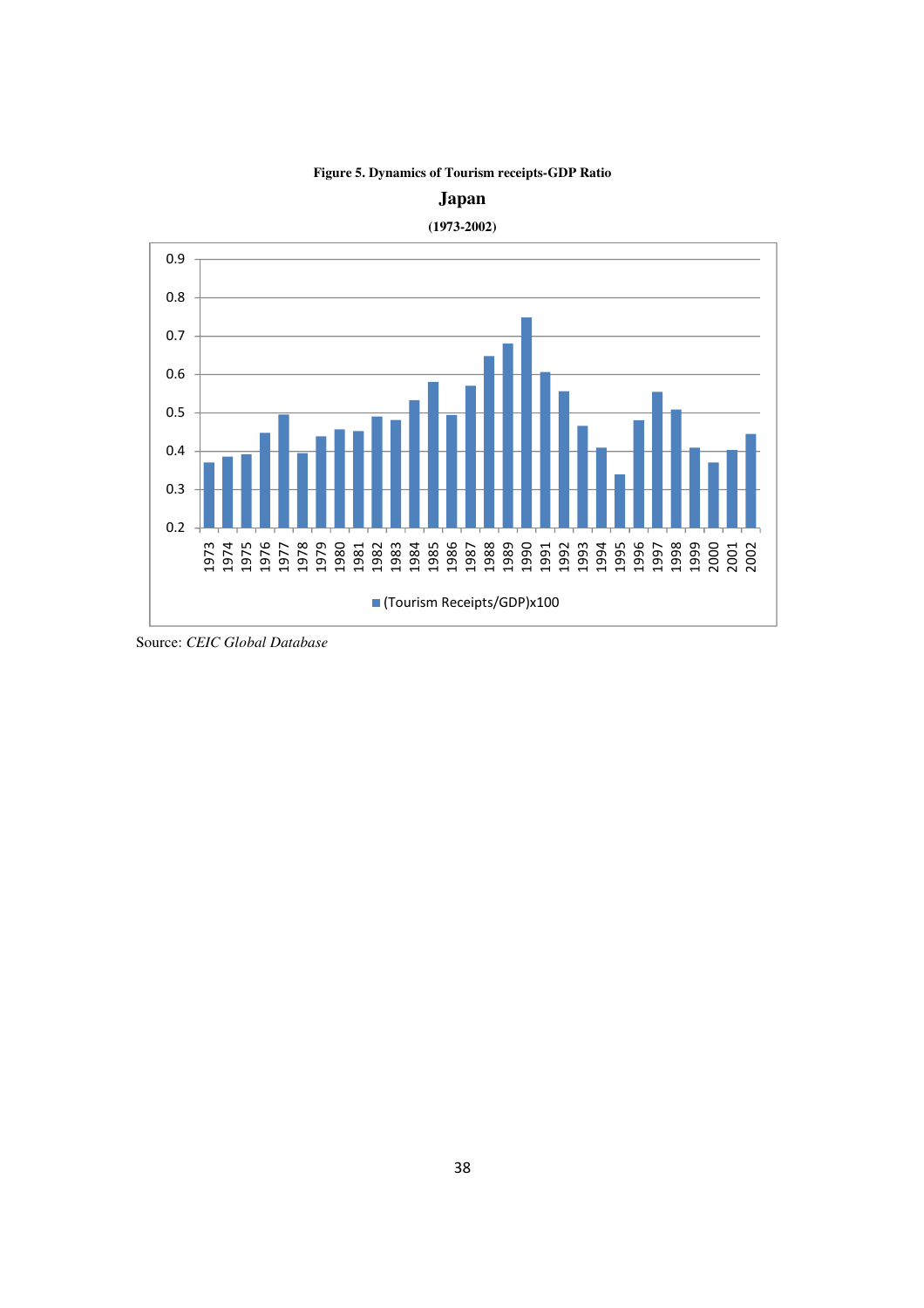**Figure 5. Dynamics of Tourism receipts-GDP Ratio**

**Japan**

**(1973-2002)**

Source: *CEIC Global Database*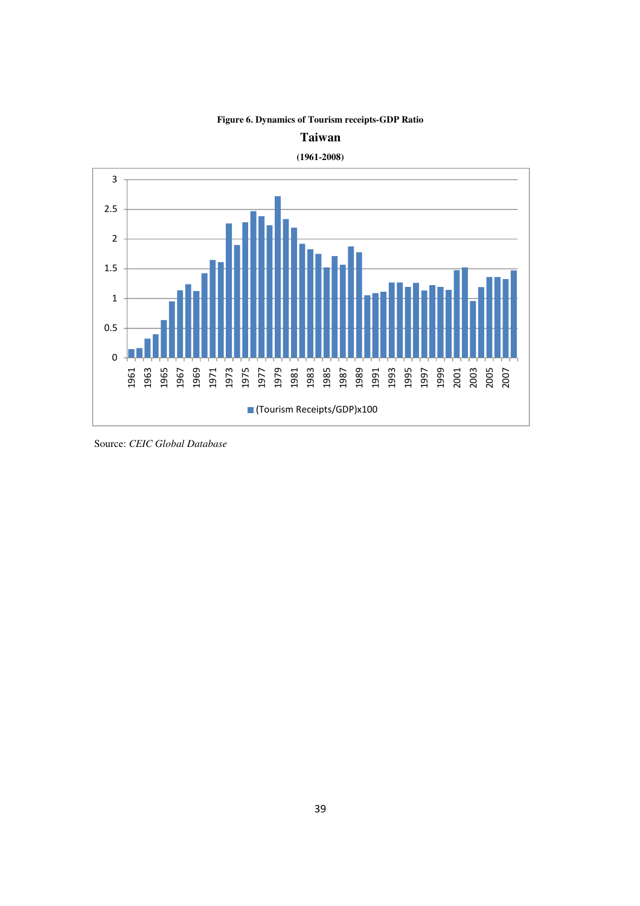**Figure 6. Dynamics of Tourism receipts-GDP Ratio**

**Taiwan**

**(1961-2008)**

Source: *CEIC Global Database*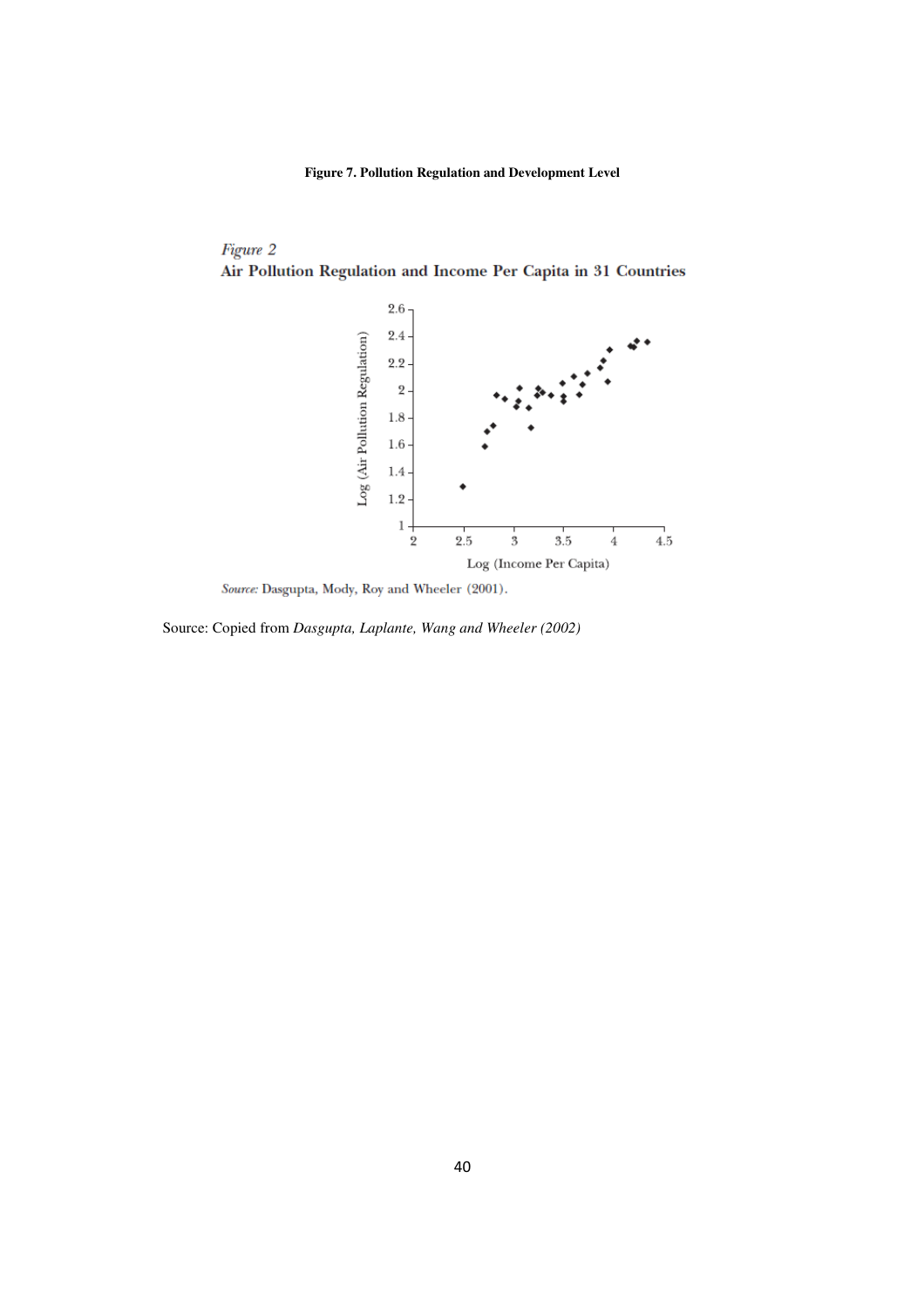**Figure 7. Pollution Regulation and Development Level**

*Figure 2*
**Air Pollution Regulation and Income Per Capita in 31 Countries**

*Source:* Dasgupta, Mody, Roy and Wheeler (2001).

Source: Copied from *Dasgupta, Laplante, Wang and Wheeler (2002)*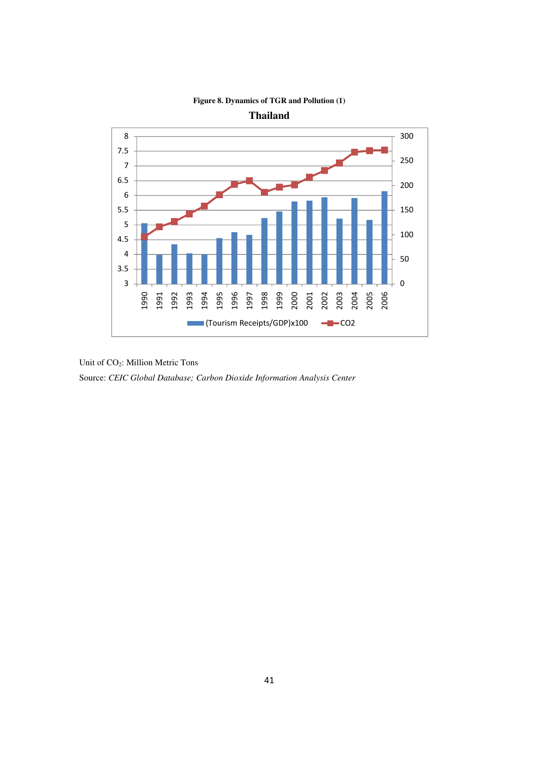**Figure 8. Dynamics of TGR and Pollution (1)**

**Thailand**

Unit of $CO_2$: Million Metric Tons

Source: *CEIC Global Database; Carbon Dioxide Information Analysis Center*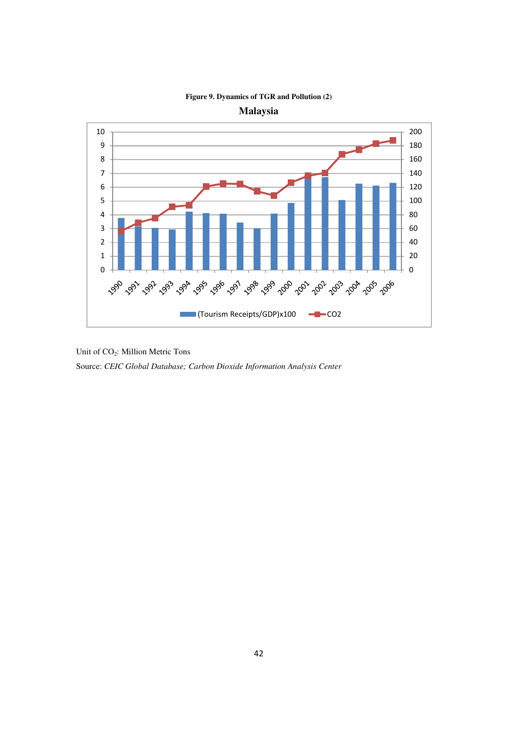**Figure 9. Dynamics of TGR and Pollution (2)**

**Malaysia**

Unit of $CO_2$: Million Metric Tons

Source: *CEIC Global Database; Carbon Dioxide Information Analysis Center*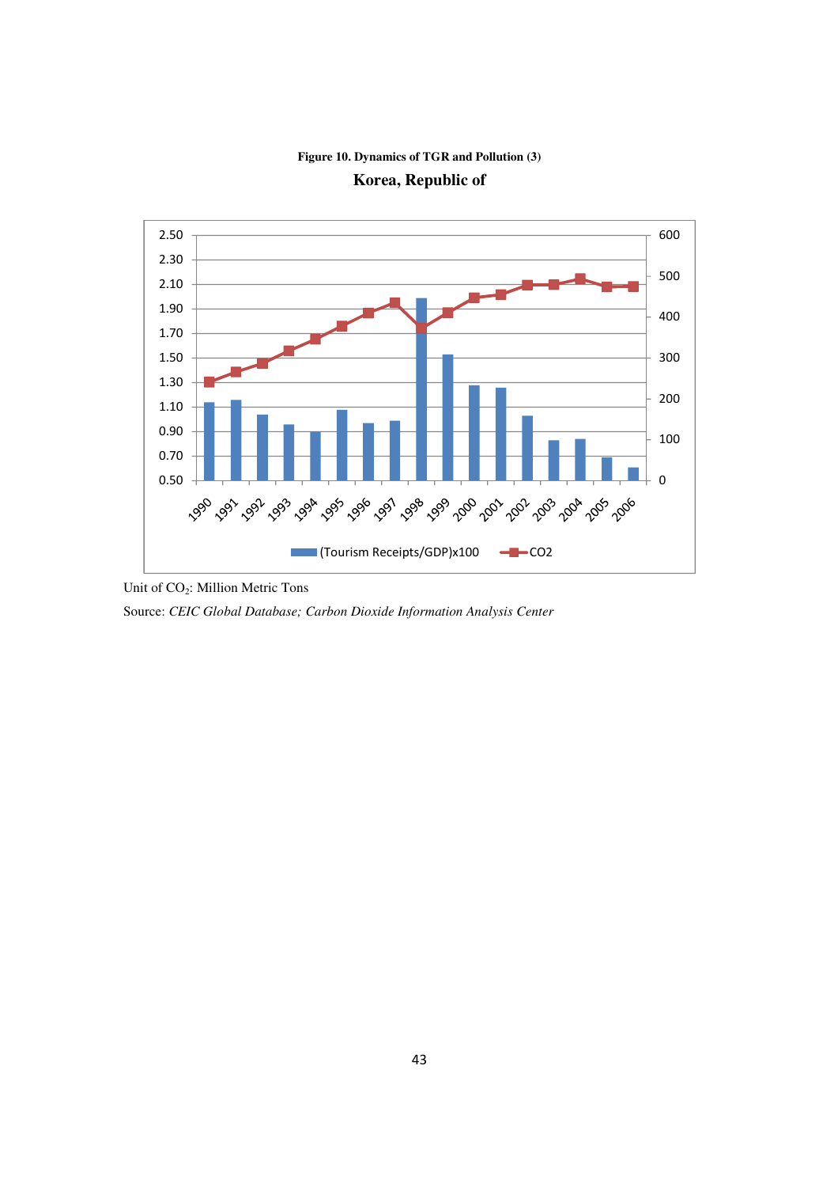**Figure 10. Dynamics of TGR and Pollution (3)**

**Korea, Republic of**

Unit of $CO_2$: Million Metric Tons

Source: *CEIC Global Database; Carbon Dioxide Information Analysis Center*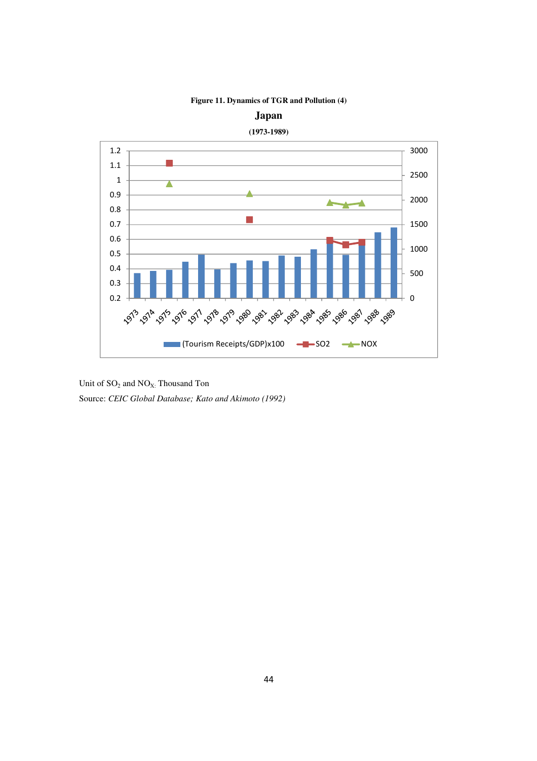**Figure 11. Dynamics of TGR and Pollution (4)**

**Japan**

**(1973-1989)**

Unit of $SO_2$ and $NO_X$: Thousand Ton

Source: *CEIC Global Database; Kato and Akimoto (1992)*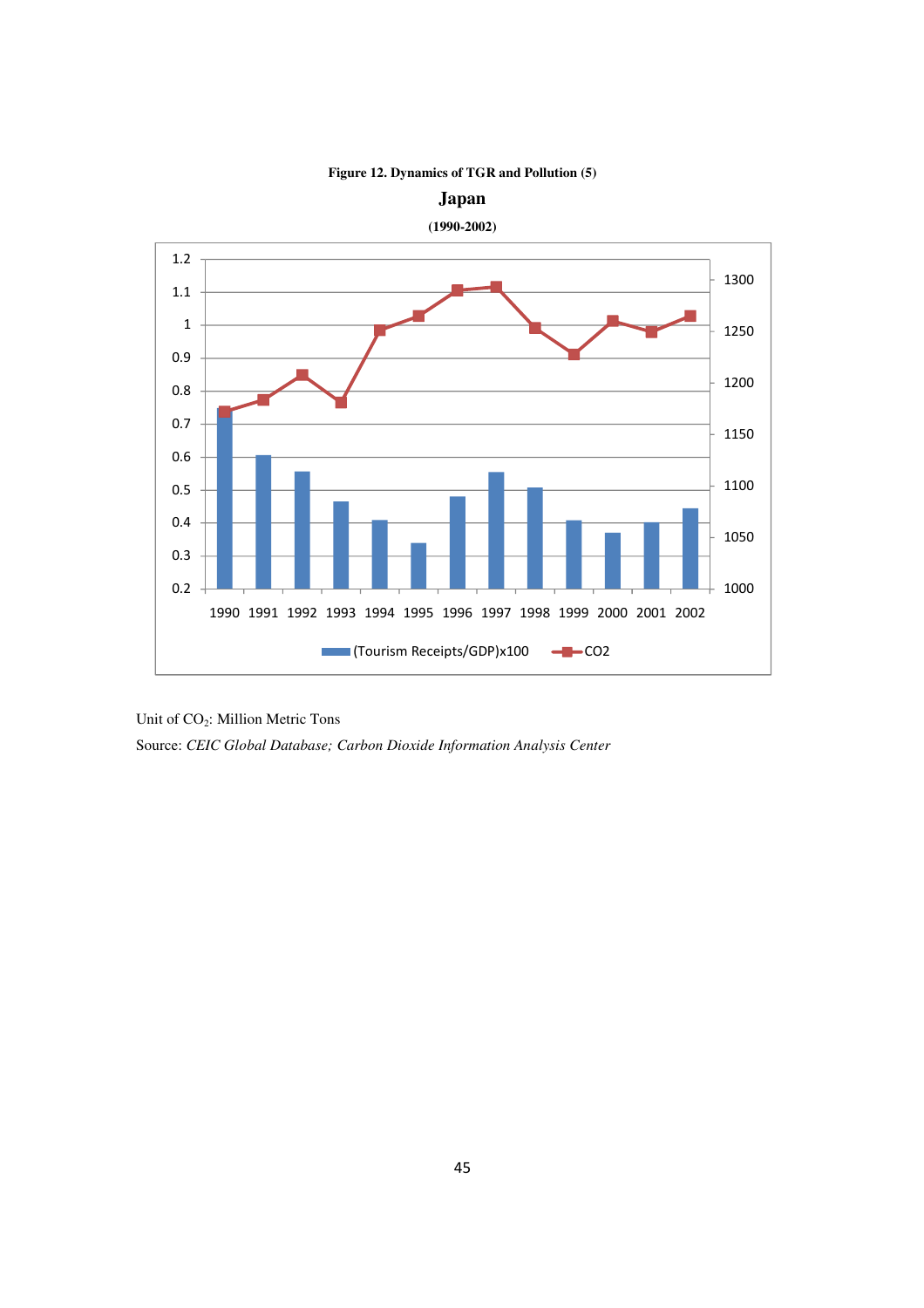**Figure 12. Dynamics of TGR and Pollution (5)**

**Japan**

**(1990-2002)**

Unit of $CO_2$: Million Metric Tons

Source: *CEIC Global Database; Carbon Dioxide Information Analysis Center*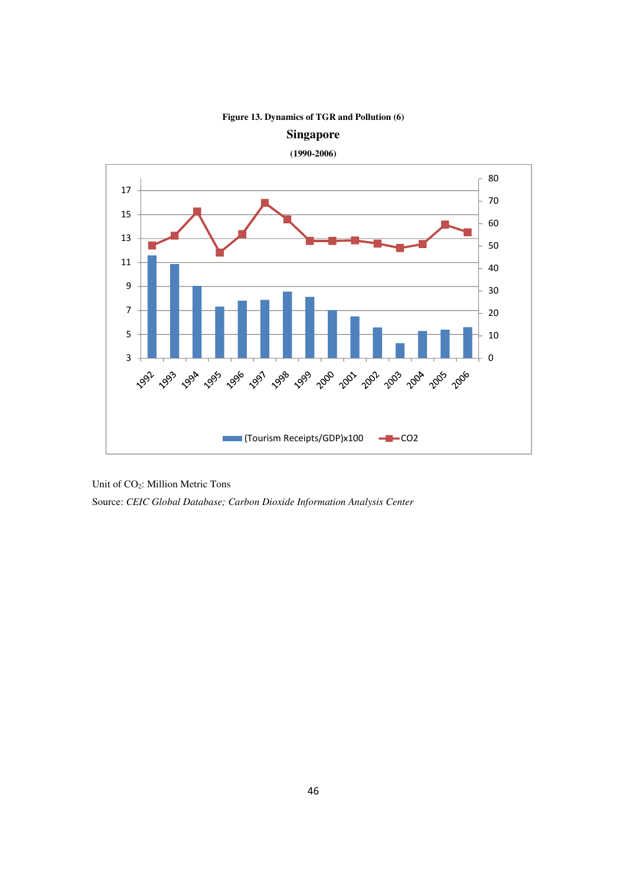**Figure 13. Dynamics of TGR and Pollution (6)**

**Singapore**

**(1990-2006)**

Unit of $CO_2$: Million Metric Tons

Source: *CEIC Global Database; Carbon Dioxide Information Analysis Center*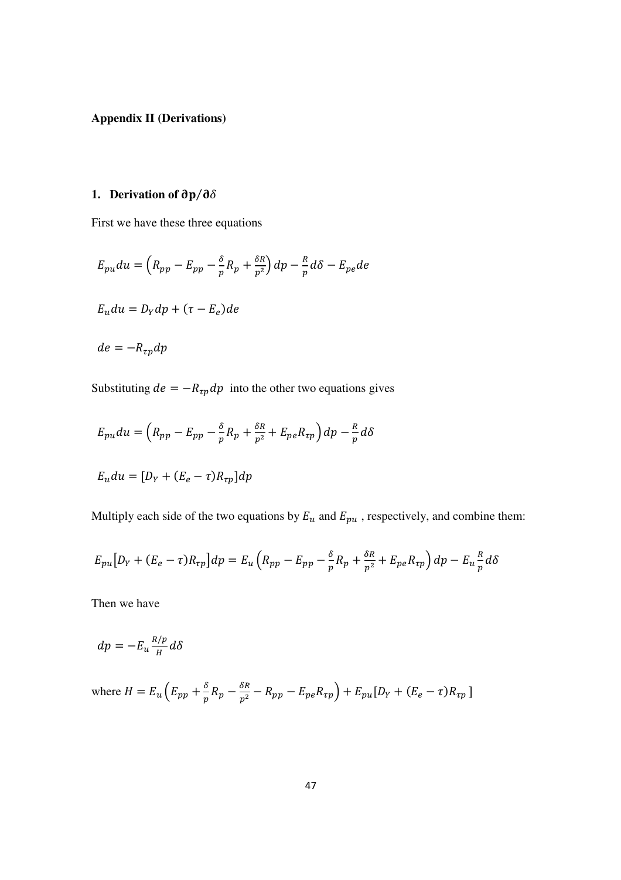**Appendix II (Derivations)**

## 1. Derivation of $\partial p/\partial \delta$

First we have these three equations

$$E_{pu}du = \left(R_{pp} - E_{pp} - \frac{\delta}{p}R_p + \frac{\delta R}{p^2}\right)dp - \frac{R}{p}d\delta - E_{pe}de$$

$$E_u du = D_Y dp + (\tau - E_e)de$$

$$de = -R_{\tau p}dp$$

Substituting $de = -R_{\tau p}dp$ into the other two equations gives

$$E_{pu}du = \left(R_{pp} - E_{pp} - \frac{\delta}{p}R_p + \frac{\delta R}{p^2} + E_{pe}R_{\tau p}\right)dp - \frac{R}{p}d\delta$$

$$E_u du = [D_Y + (E_e - \tau)R_{\tau p}]dp$$

Multiply each side of the two equations by $E_u$ and $E_{pu}$ , respectively, and combine them:

$$E_{pu}\left[D_Y + (E_e - \tau)R_{\tau p}\right]dp = E_u\left(R_{pp} - E_{pp} - \frac{\delta}{p}R_p + \frac{\delta R}{p^2} + E_{pe}R_{\tau p}\right)dp - E_u\frac{R}{p}d\delta$$

Then we have

$$dp = -E_u\frac{R/p}{H}d\delta$$

where $H = E_u\left(E_{pp} + \frac{\delta}{p}R_p - \frac{\delta R}{p^2} - R_{pp} - E_{pe}R_{\tau p}\right) + E_{pu}[D_Y + (E_e - \tau)R_{\tau p}]$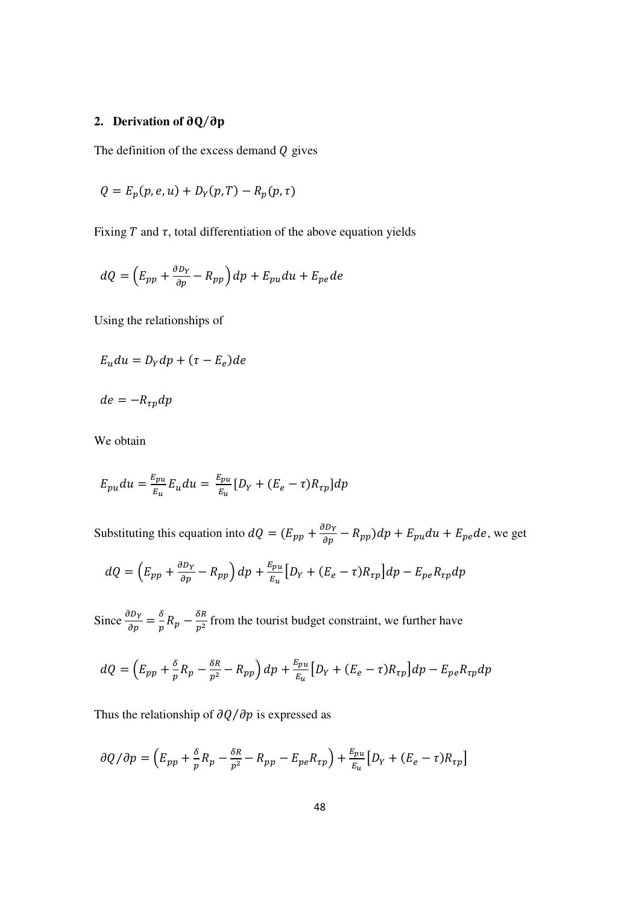## 2. Derivation of $\partial Q/\partial p$

The definition of the excess demand $Q$ gives

$$Q = E_p(p, e, u) + D_Y(p, T) - R_p(p, \tau)$$

Fixing $T$ and $\tau$, total differentiation of the above equation yields

$$dQ = \left(E_{pp} + \frac{\partial D_Y}{\partial p} - R_{pp}\right)dp + E_{pu}du + E_{pe}de$$

Using the relationships of

$$E_u du = D_Y dp + (\tau - E_e)de$$

$$de = -R_{\tau p}dp$$

We obtain

$$E_{pu}du = \frac{E_{pu}}{E_u}E_u du = \frac{E_{pu}}{E_u}[D_Y + (E_e - \tau)R_{\tau p}]dp$$

Substituting this equation into $dQ = (E_{pp} + \frac{\partial D_Y}{\partial p} - R_{pp})dp + E_{pu}du + E_{pe}de$, we get

$$dQ = \left(E_{pp} + \frac{\partial D_Y}{\partial p} - R_{pp}\right)dp + \frac{E_{pu}}{E_u}\left[D_Y + (E_e - \tau)R_{\tau p}\right]dp - E_{pe}R_{\tau p}dp$$

Since $\frac{\partial D_Y}{\partial p} = \frac{\delta}{p}R_p - \frac{\delta R}{p^2}$ from the tourist budget constraint, we further have

$$dQ = \left(E_{pp} + \frac{\delta}{p}R_p - \frac{\delta R}{p^2} - R_{pp}\right)dp + \frac{E_{pu}}{E_u}\left[D_Y + (E_e - \tau)R_{\tau p}\right]dp - E_{pe}R_{\tau p}dp$$

Thus the relationship of $\partial Q/\partial p$ is expressed as

$$\partial Q/\partial p = \left(E_{pp} + \frac{\delta}{p}R_p - \frac{\delta R}{p^2} - R_{pp} - E_{pe}R_{\tau p}\right) + \frac{E_{pu}}{E_u}\left[D_Y + (E_e - \tau)R_{\tau p}\right]$$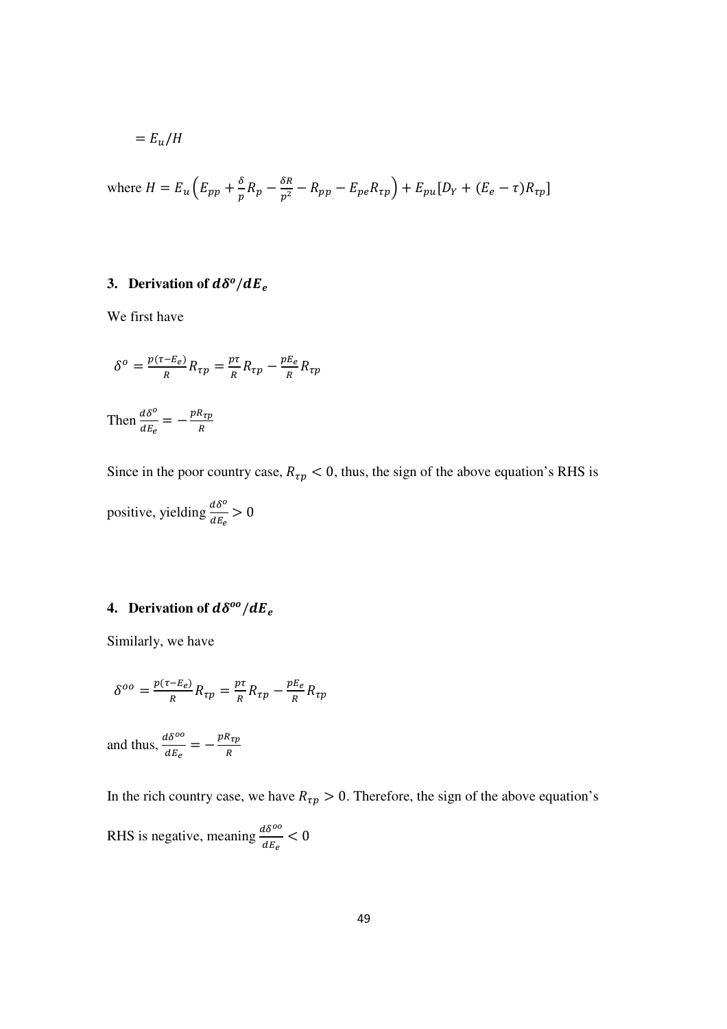$$= E_u/H$$

where $H = E_u\left(E_{pp} + \frac{\delta}{p}R_p - \frac{\delta R}{p^2} - R_{pp} - E_{pe}R_{\tau p}\right) + E_{pu}[D_Y + (E_e - \tau)R_{\tau p}]$

## 3. Derivation of $d\delta^o/dE_e$

We first have

$$\delta^o = \frac{p(\tau - E_e)}{R}R_{\tau p} = \frac{p\tau}{R}R_{\tau p} - \frac{pE_e}{R}R_{\tau p}$$

Then $\frac{d\delta^o}{dE_e} = -\frac{pR_{\tau p}}{R}$

Since in the poor country case, $R_{\tau p} < 0$, thus, the sign of the above equation's RHS is positive, yielding $\frac{d\delta^o}{dE_e} > 0$

## 4. Derivation of $d\delta^{oo}/dE_e$

Similarly, we have

$$\delta^{oo} = \frac{p(\tau - E_e)}{R}R_{\tau p} = \frac{p\tau}{R}R_{\tau p} - \frac{pE_e}{R}R_{\tau p}$$

and thus, $\frac{d\delta^{oo}}{dE_e} = -\frac{pR_{\tau p}}{R}$

In the rich country case, we have $R_{\tau p} > 0$. Therefore, the sign of the above equation's RHS is negative, meaning $\frac{d\delta^{oo}}{dE_e} < 0$